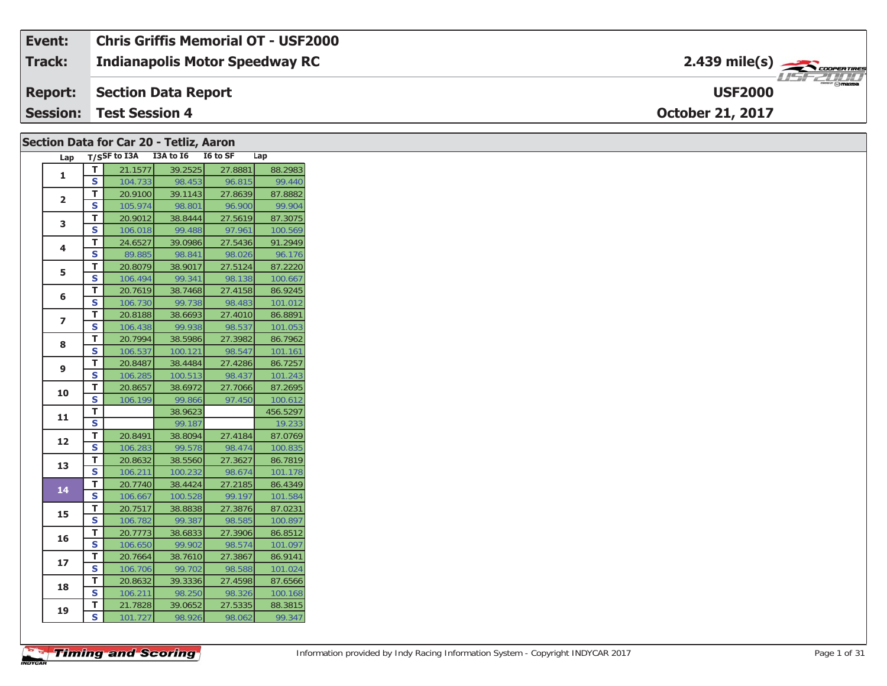| Event: | Chris Griffis Memorial OT - USF2000 | |
|---|---|---|
| Track: | Indianapolis Motor Speedway RC | 2.439 mile(s) |
| Report: | Section Data Report | USF2000 |
| Session: | Test Session 4 | October 21, 2017 |

## Section Data for Car 20 - Tetliz, Aaron

| Lap | T/S | SF to I3A | I3A to I6 | I6 to SF | Lap |
|---|---|---|---|---|---|
| 1 | T | 21.1577 | 39.2525 | 27.8881 | 88.2983 |
| | S | 104.733 | 98.453 | 96.815 | 99.440 |
| 2 | T | 20.9100 | 39.1143 | 27.8639 | 87.8882 |
| | S | 105.974 | 98.801 | 96.900 | 99.904 |
| 3 | T | 20.9012 | 38.8444 | 27.5619 | 87.3075 |
| | S | 106.018 | 99.488 | 97.961 | 100.569 |
| 4 | T | 24.6527 | 39.0986 | 27.5436 | 91.2949 |
| | S | 89.885 | 98.841 | 98.026 | 96.176 |
| 5 | T | 20.8079 | 38.9017 | 27.5124 | 87.2220 |
| | S | 106.494 | 99.341 | 98.138 | 100.667 |
| 6 | T | 20.7619 | 38.7468 | 27.4158 | 86.9245 |
| | S | 106.730 | 99.738 | 98.483 | 101.012 |
| 7 | T | 20.8188 | 38.6693 | 27.4010 | 86.8891 |
| | S | 106.438 | 99.938 | 98.537 | 101.053 |
| 8 | T | 20.7994 | 38.5986 | 27.3982 | 86.7962 |
| | S | 106.537 | 100.121 | 98.547 | 101.161 |
| 9 | T | 20.8487 | 38.4484 | 27.4286 | 86.7257 |
| | S | 106.285 | 100.513 | 98.437 | 101.243 |
| 10 | T | 20.8657 | 38.6972 | 27.7066 | 87.2695 |
| | S | 106.199 | 99.866 | 97.450 | 100.612 |
| 11 | T | | 38.9623 | | 456.5297 |
| | S | | 99.187 | | 19.233 |
| 12 | T | 20.8491 | 38.8094 | 27.4184 | 87.0769 |
| | S | 106.283 | 99.578 | 98.474 | 100.835 |
| 13 | T | 20.8632 | 38.5560 | 27.3627 | 86.7819 |
| | S | 106.211 | 100.232 | 98.674 | 101.178 |
| 14 | T | 20.7740 | 38.4424 | 27.2185 | 86.4349 |
| | S | 106.667 | 100.528 | 99.197 | 101.584 |
| 15 | T | 20.7517 | 38.8838 | 27.3876 | 87.0231 |
| | S | 106.782 | 99.387 | 98.585 | 100.897 |
| 16 | T | 20.7773 | 38.6833 | 27.3906 | 86.8512 |
| | S | 106.650 | 99.902 | 98.574 | 101.097 |
| 17 | T | 20.7664 | 38.7610 | 27.3867 | 86.9141 |
| | S | 106.706 | 99.702 | 98.588 | 101.024 |
| 18 | T | 20.8632 | 39.3336 | 27.4598 | 87.6566 |
| | S | 106.211 | 98.250 | 98.326 | 100.168 |
| 19 | T | 21.7828 | 39.0652 | 27.5335 | 88.3815 |
| | S | 101.727 | 98.926 | 98.062 | 99.347 |

Information provided by Indy Racing Information System - Copyright INDYCAR 2017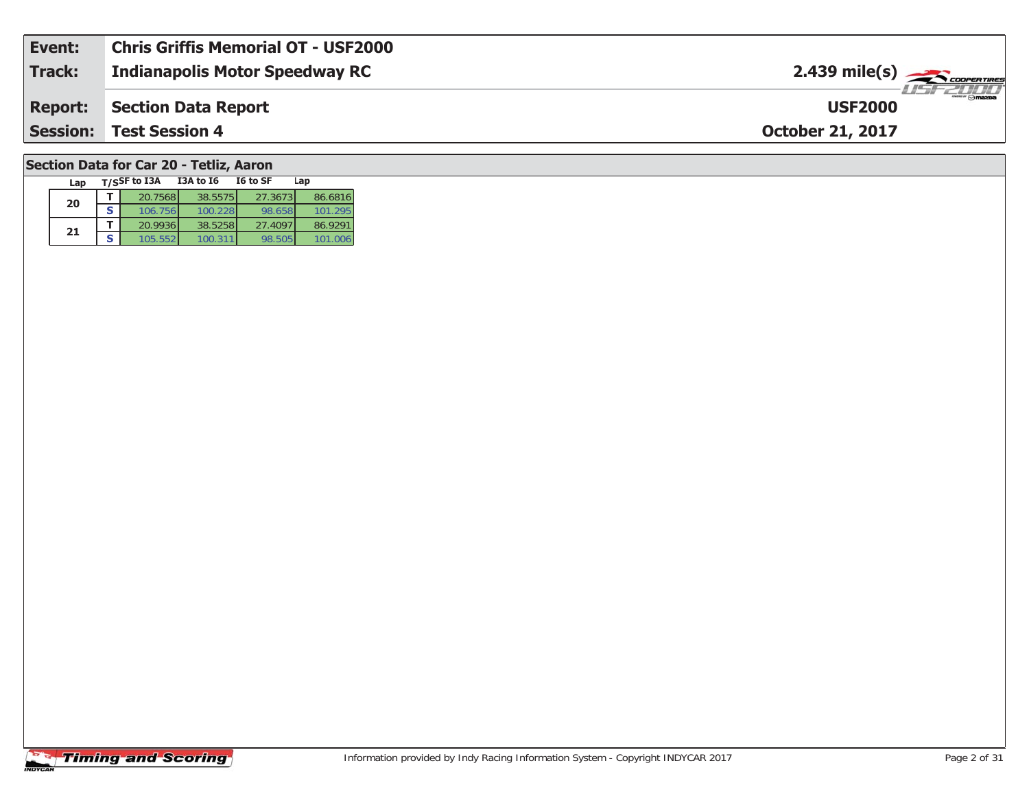| Event: | Chris Griffis Memorial OT - USF2000 | |
|---|---|---|
| Track: | Indianapolis Motor Speedway RC | 2.439 mile(s) |
| Report: | Section Data Report | USF2000 |
| Session: | Test Session 4 | October 21, 2017 |

## Section Data for Car 20 - Tetliz, Aaron

| Lap | T/S | SF to I3A | I3A to I6 | I6 to SF | Lap |
|---|---|---|---|---|---|
| 20 | T | 20.7568 | 38.5575 | 27.3673 | 86.6816 |
| | S | 106.756 | 100.228 | 98.658 | 101.295 |
| 21 | T | 20.9936 | 38.5258 | 27.4097 | 86.9291 |
| | S | 105.552 | 100.311 | 98.505 | 101.006 |

Information provided by Indy Racing Information System - Copyright INDYCAR 2017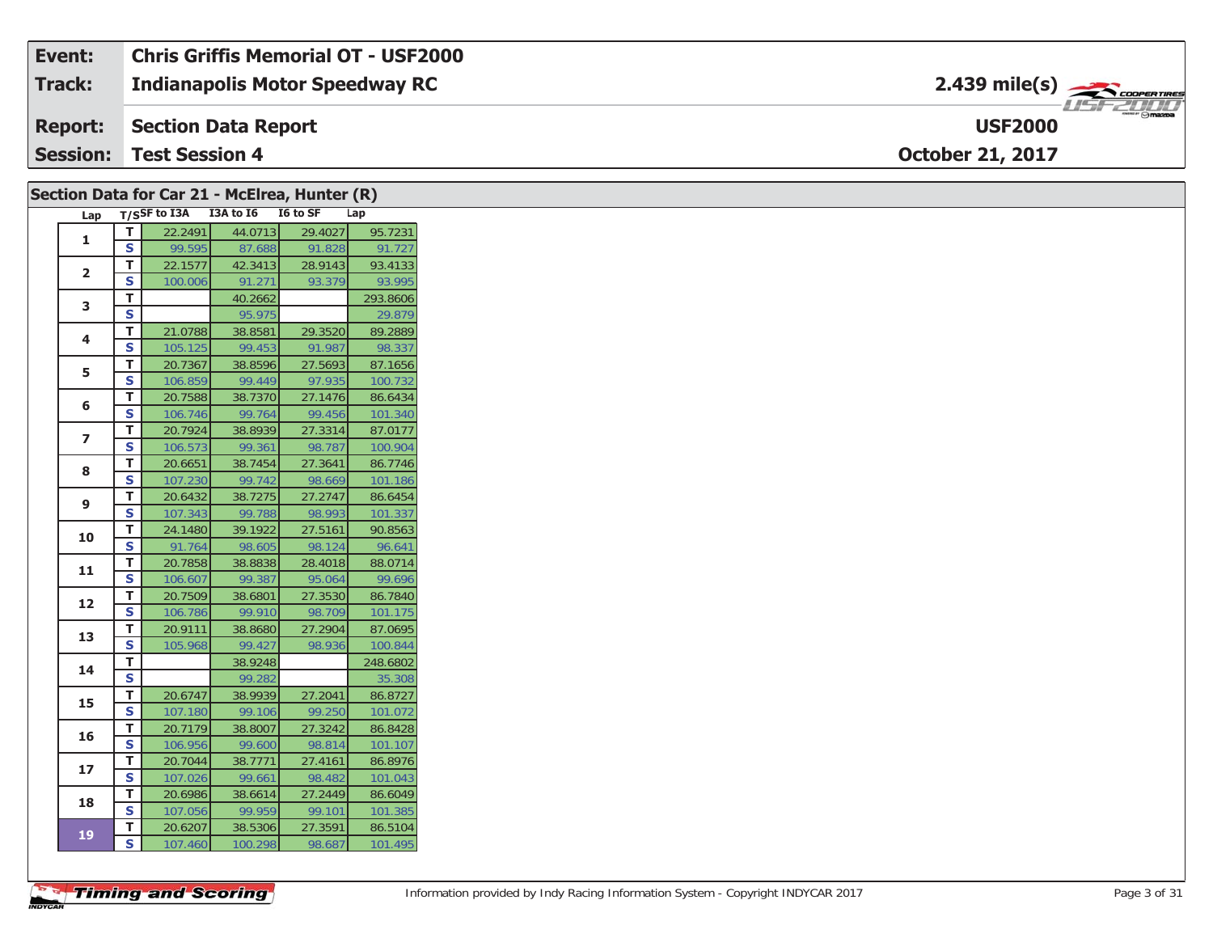| Event: | Chris Griffis Memorial OT - USF2000 | |
|---|---|---|
| Track: | Indianapolis Motor Speedway RC | 2.439 mile(s) |
| Report: | Section Data Report | USF2000 |
| Session: | Test Session 4 | October 21, 2017 |

## Section Data for Car 21 - McElrea, Hunter (R)

| Lap | T/S | SF to I3A | I3A to I6 | I6 to SF | Lap |
|---|---|---|---|---|---|
| 1 | T | 22.2491 | 44.0713 | 29.4027 | 95.7231 |
| | S | 99.595 | 87.688 | 91.828 | 91.727 |
| 2 | T | 22.1577 | 42.3413 | 28.9143 | 93.4133 |
| | S | 100.006 | 91.271 | 93.379 | 93.995 |
| 3 | T | | 40.2662 | | 293.8606 |
| | S | | 95.975 | | 29.879 |
| 4 | T | 21.0788 | 38.8581 | 29.3520 | 89.2889 |
| | S | 105.125 | 99.453 | 91.987 | 98.337 |
| 5 | T | 20.7367 | 38.8596 | 27.5693 | 87.1656 |
| | S | 106.859 | 99.449 | 97.935 | 100.732 |
| 6 | T | 20.7588 | 38.7370 | 27.1476 | 86.6434 |
| | S | 106.746 | 99.764 | 99.456 | 101.340 |
| 7 | T | 20.7924 | 38.8939 | 27.3314 | 87.0177 |
| | S | 106.573 | 99.361 | 98.787 | 100.904 |
| 8 | T | 20.6651 | 38.7454 | 27.3641 | 86.7746 |
| | S | 107.230 | 99.742 | 98.669 | 101.186 |
| 9 | T | 20.6432 | 38.7275 | 27.2747 | 86.6454 |
| | S | 107.343 | 99.788 | 98.993 | 101.337 |
| 10 | T | 24.1480 | 39.1922 | 27.5161 | 90.8563 |
| | S | 91.764 | 98.605 | 98.124 | 96.641 |
| 11 | T | 20.7858 | 38.8838 | 28.4018 | 88.0714 |
| | S | 106.607 | 99.387 | 95.064 | 99.696 |
| 12 | T | 20.7509 | 38.6801 | 27.3530 | 86.7840 |
| | S | 106.786 | 99.910 | 98.709 | 101.175 |
| 13 | T | 20.9111 | 38.8680 | 27.2904 | 87.0695 |
| | S | 105.968 | 99.427 | 98.936 | 100.844 |
| 14 | T | | 38.9248 | | 248.6802 |
| | S | | 99.282 | | 35.308 |
| 15 | T | 20.6747 | 38.9939 | 27.2041 | 86.8727 |
| | S | 107.180 | 99.106 | 99.250 | 101.072 |
| 16 | T | 20.7179 | 38.8007 | 27.3242 | 86.8428 |
| | S | 106.956 | 99.600 | 98.814 | 101.107 |
| 17 | T | 20.7044 | 38.7771 | 27.4161 | 86.8976 |
| | S | 107.026 | 99.661 | 98.482 | 101.043 |
| 18 | T | 20.6986 | 38.6614 | 27.2449 | 86.6049 |
| | S | 107.056 | 99.959 | 99.101 | 101.385 |
| 19 | T | 20.6207 | 38.5306 | 27.3591 | 86.5104 |
| | S | 107.460 | 100.298 | 98.687 | 101.495 |

Information provided by Indy Racing Information System - Copyright INDYCAR 2017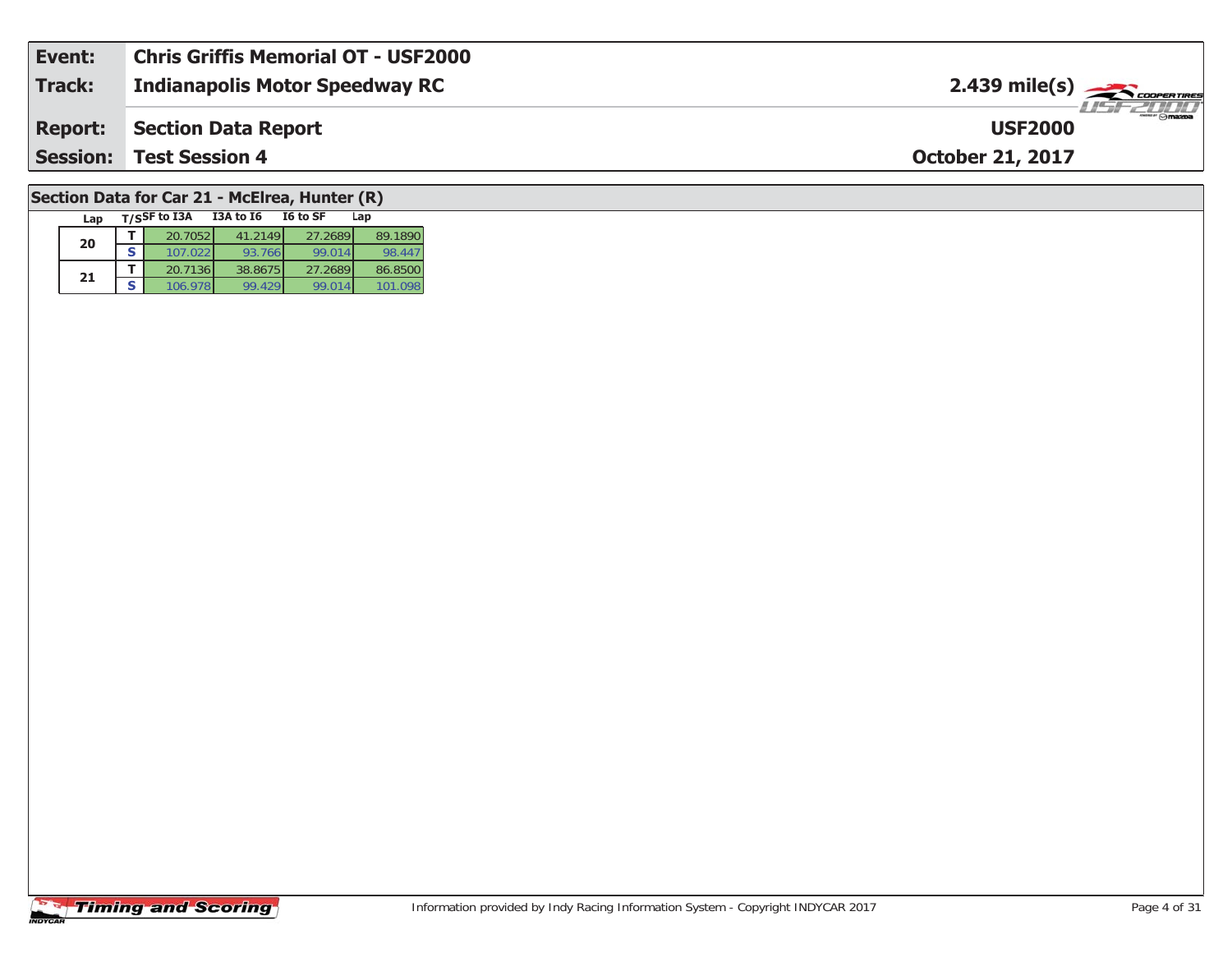| Event: | Chris Griffis Memorial OT - USF2000 | |
|---|---|---|
| Track: | Indianapolis Motor Speedway RC | 2.439 mile(s) |
| Report: | Section Data Report | USF2000 |
| Session: | Test Session 4 | October 21, 2017 |

## Section Data for Car 21 - McElrea, Hunter (R)

| Lap | T/S | SF to I3A | I3A to I6 | I6 to SF | Lap |
|---|---|---|---|---|---|
| 20 | T | 20.7052 | 41.2149 | 27.2689 | 89.1890 |
| | S | 107.022 | 93.766 | 99.014 | 98.447 |
| 21 | T | 20.7136 | 38.8675 | 27.2689 | 86.8500 |
| | S | 106.978 | 99.429 | 99.014 | 101.098 |

Information provided by Indy Racing Information System - Copyright INDYCAR 2017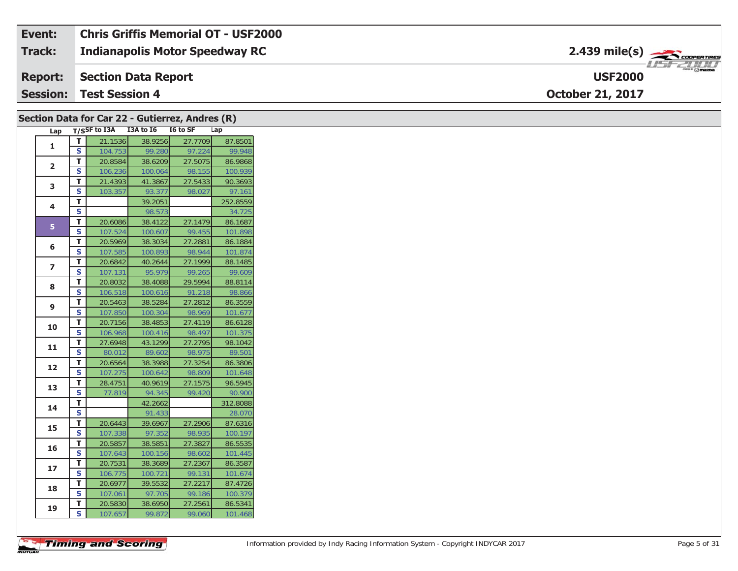| Event: | Chris Griffis Memorial OT - USF2000 | |
|---|---|---|
| Track: | Indianapolis Motor Speedway RC | 2.439 mile(s) |
| Report: | Section Data Report | USF2000 |
| Session: | Test Session 4 | October 21, 2017 |

## Section Data for Car 22 - Gutierrez, Andres (R)

| Lap | T/S | SF to I3A | I3A to I6 | I6 to SF | Lap |
|---|---|---|---|---|---|
| 1 | T | 21.1536 | 38.9256 | 27.7709 | 87.8501 |
| | S | 104.753 | 99.280 | 97.224 | 99.948 |
| 2 | T | 20.8584 | 38.6209 | 27.5075 | 86.9868 |
| | S | 106.236 | 100.064 | 98.155 | 100.939 |
| 3 | T | 21.4393 | 41.3867 | 27.5433 | 90.3693 |
| | S | 103.357 | 93.377 | 98.027 | 97.161 |
| 4 | T | | 39.2051 | | 252.8559 |
| | S | | 98.573 | | 34.725 |
| 5 | T | 20.6086 | 38.4122 | 27.1479 | 86.1687 |
| | S | 107.524 | 100.607 | 99.455 | 101.898 |
| 6 | T | 20.5969 | 38.3034 | 27.2881 | 86.1884 |
| | S | 107.585 | 100.893 | 98.944 | 101.874 |
| 7 | T | 20.6842 | 40.2644 | 27.1999 | 88.1485 |
| | S | 107.131 | 95.979 | 99.265 | 99.609 |
| 8 | T | 20.8032 | 38.4088 | 29.5994 | 88.8114 |
| | S | 106.518 | 100.616 | 91.218 | 98.866 |
| 9 | T | 20.5463 | 38.5284 | 27.2812 | 86.3559 |
| | S | 107.850 | 100.304 | 98.969 | 101.677 |
| 10 | T | 20.7156 | 38.4853 | 27.4119 | 86.6128 |
| | S | 106.968 | 100.416 | 98.497 | 101.375 |
| 11 | T | 27.6948 | 43.1299 | 27.2795 | 98.1042 |
| | S | 80.012 | 89.602 | 98.975 | 89.501 |
| 12 | T | 20.6564 | 38.3988 | 27.3254 | 86.3806 |
| | S | 107.275 | 100.642 | 98.809 | 101.648 |
| 13 | T | 28.4751 | 40.9619 | 27.1575 | 96.5945 |
| | S | 77.819 | 94.345 | 99.420 | 90.900 |
| 14 | T | | 42.2662 | | 312.8088 |
| | S | | 91.433 | | 28.070 |
| 15 | T | 20.6443 | 39.6967 | 27.2906 | 87.6316 |
| | S | 107.338 | 97.352 | 98.935 | 100.197 |
| 16 | T | 20.5857 | 38.5851 | 27.3827 | 86.5535 |
| | S | 107.643 | 100.156 | 98.602 | 101.445 |
| 17 | T | 20.7531 | 38.3689 | 27.2367 | 86.3587 |
| | S | 106.775 | 100.721 | 99.131 | 101.674 |
| 18 | T | 20.6977 | 39.5532 | 27.2217 | 87.4726 |
| | S | 107.061 | 97.705 | 99.186 | 100.379 |
| 19 | T | 20.5830 | 38.6950 | 27.2561 | 86.5341 |
| | S | 107.657 | 99.872 | 99.060 | 101.468 |

Information provided by Indy Racing Information System - Copyright INDYCAR 2017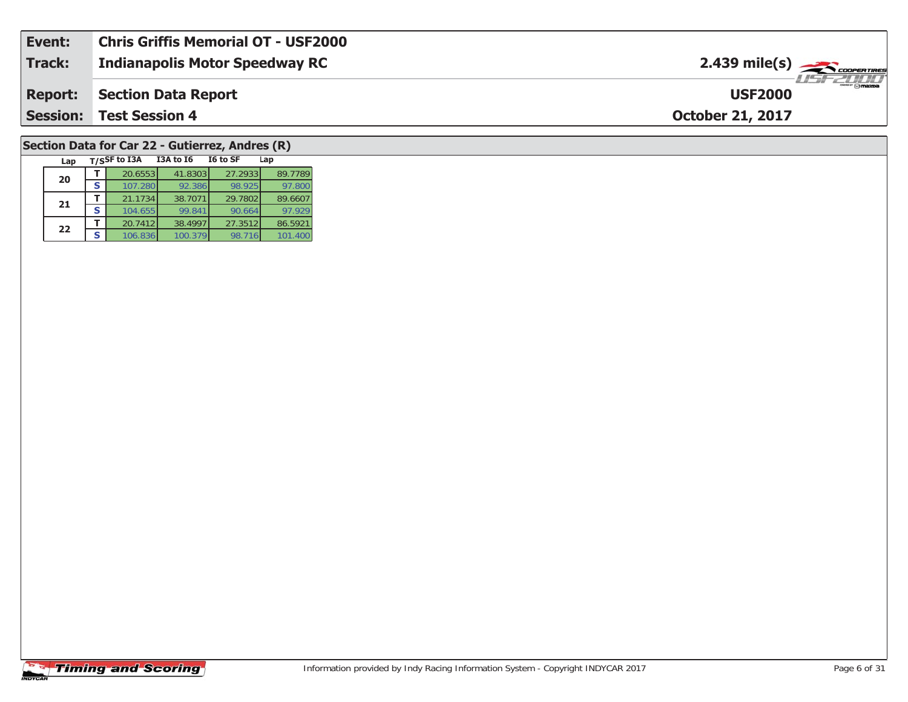| Event: | Chris Griffis Memorial OT - USF2000 | |
|---|---|---|
| Track: | Indianapolis Motor Speedway RC | 2.439 mile(s) |
| Report: | Section Data Report | USF2000 |
| Session: | Test Session 4 | October 21, 2017 |

## Section Data for Car 22 - Gutierrez, Andres (R)

| Lap | T/S | SF to I3A | I3A to I6 | I6 to SF | Lap |
|---|---|---|---|---|---|
| 20 | T | 20.6553 | 41.8303 | 27.2933 | 89.7789 |
| | S | 107.280 | 92.386 | 98.925 | 97.800 |
| 21 | T | 21.1734 | 38.7071 | 29.7802 | 89.6607 |
| | S | 104.655 | 99.841 | 90.664 | 97.929 |
| 22 | T | 20.7412 | 38.4997 | 27.3512 | 86.5921 |
| | S | 106.836 | 100.379 | 98.716 | 101.400 |

Information provided by Indy Racing Information System - Copyright INDYCAR 2017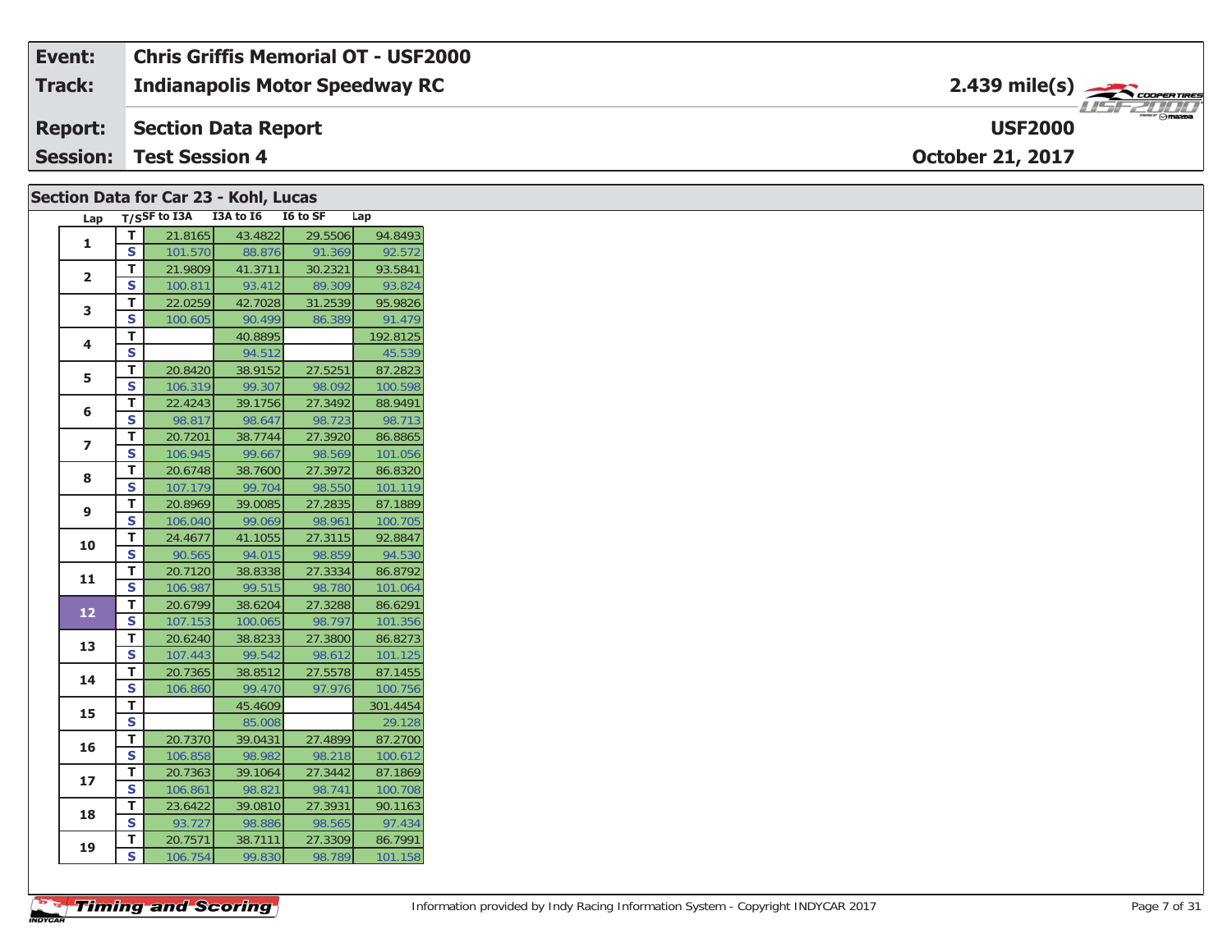| Event: | Chris Griffis Memorial OT - USF2000 | |
|---|---|---|
| Track: | Indianapolis Motor Speedway RC | 2.439 mile(s) |
| Report: | Section Data Report | USF2000 |
| Session: | Test Session 4 | October 21, 2017 |

## Section Data for Car 23 - Kohl, Lucas

| Lap | T/S | SF to I3A | I3A to I6 | I6 to SF | Lap |
|---|---|---|---|---|---|
| 1 | T | 21.8165 | 43.4822 | 29.5506 | 94.8493 |
| | S | 101.570 | 88.876 | 91.369 | 92.572 |
| 2 | T | 21.9809 | 41.3711 | 30.2321 | 93.5841 |
| | S | 100.811 | 93.412 | 89.309 | 93.824 |
| 3 | T | 22.0259 | 42.7028 | 31.2539 | 95.9826 |
| | S | 100.605 | 90.499 | 86.389 | 91.479 |
| 4 | T | | 40.8895 | | 192.8125 |
| | S | | 94.512 | | 45.539 |
| 5 | T | 20.8420 | 38.9152 | 27.5251 | 87.2823 |
| | S | 106.319 | 99.307 | 98.092 | 100.598 |
| 6 | T | 22.4243 | 39.1756 | 27.3492 | 88.9491 |
| | S | 98.817 | 98.647 | 98.723 | 98.713 |
| 7 | T | 20.7201 | 38.7744 | 27.3920 | 86.8865 |
| | S | 106.945 | 99.667 | 98.569 | 101.056 |
| 8 | T | 20.6748 | 38.7600 | 27.3972 | 86.8320 |
| | S | 107.179 | 99.704 | 98.550 | 101.119 |
| 9 | T | 20.8969 | 39.0085 | 27.2835 | 87.1889 |
| | S | 106.040 | 99.069 | 98.961 | 100.705 |
| 10 | T | 24.4677 | 41.1055 | 27.3115 | 92.8847 |
| | S | 90.565 | 94.015 | 98.859 | 94.530 |
| 11 | T | 20.7120 | 38.8338 | 27.3334 | 86.8792 |
| | S | 106.987 | 99.515 | 98.780 | 101.064 |
| 12 | T | 20.6799 | 38.6204 | 27.3288 | 86.6291 |
| | S | 107.153 | 100.065 | 98.797 | 101.356 |
| 13 | T | 20.6240 | 38.8233 | 27.3800 | 86.8273 |
| | S | 107.443 | 99.542 | 98.612 | 101.125 |
| 14 | T | 20.7365 | 38.8512 | 27.5578 | 87.1455 |
| | S | 106.860 | 99.470 | 97.976 | 100.756 |
| 15 | T | | 45.4609 | | 301.4454 |
| | S | | 85.008 | | 29.128 |
| 16 | T | 20.7370 | 39.0431 | 27.4899 | 87.2700 |
| | S | 106.858 | 98.982 | 98.218 | 100.612 |
| 17 | T | 20.7363 | 39.1064 | 27.3442 | 87.1869 |
| | S | 106.861 | 98.821 | 98.741 | 100.708 |
| 18 | T | 23.6422 | 39.0810 | 27.3931 | 90.1163 |
| | S | 93.727 | 98.886 | 98.565 | 97.434 |
| 19 | T | 20.7571 | 38.7111 | 27.3309 | 86.7991 |
| | S | 106.754 | 99.830 | 98.789 | 101.158 |

Information provided by Indy Racing Information System - Copyright INDYCAR 2017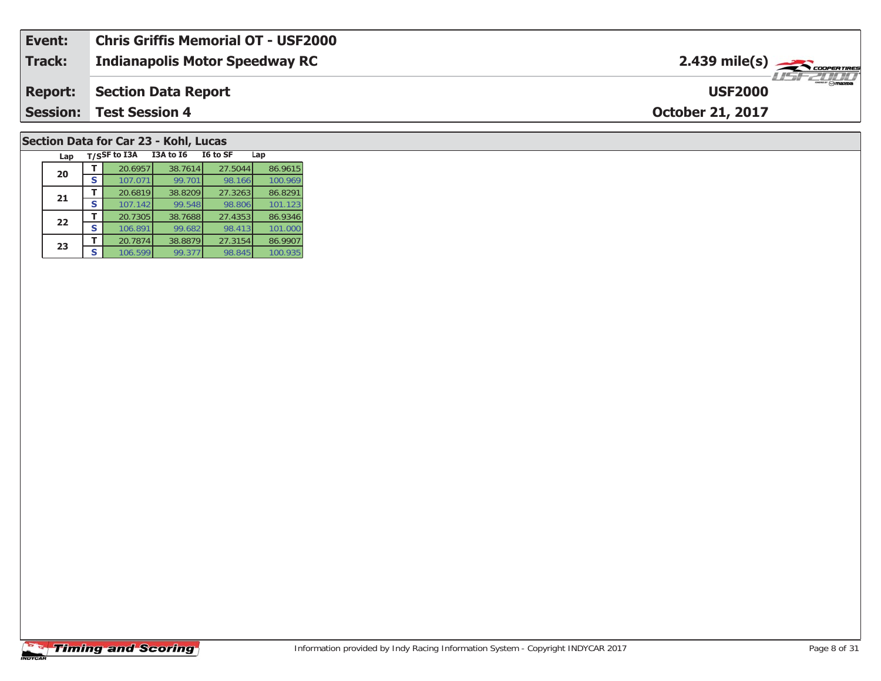| **Event:** | **Chris Griffis Memorial OT - USF2000** | |
|---|---|---|
| **Track:** | **Indianapolis Motor Speedway RC** | **2.439 mile(s)** |
| **Report:** | **Section Data Report** | **USF2000** |
| **Session:** | **Test Session 4** | **October 21, 2017** |

## Section Data for Car 23 - Kohl, Lucas

| Lap | T/S | SF to I3A | I3A to I6 | I6 to SF | Lap |
|---|---|---|---|---|---|
| 20 | T | 20.6957 | 38.7614 | 27.5044 | 86.9615 |
| | S | 107.071 | 99.701 | 98.166 | 100.969 |
| 21 | T | 20.6819 | 38.8209 | 27.3263 | 86.8291 |
| | S | 107.142 | 99.548 | 98.806 | 101.123 |
| 22 | T | 20.7305 | 38.7688 | 27.4353 | 86.9346 |
| | S | 106.891 | 99.682 | 98.413 | 101.000 |
| 23 | T | 20.7874 | 38.8879 | 27.3154 | 86.9907 |
| | S | 106.599 | 99.377 | 98.845 | 100.935 |

Timing and Scoring

Information provided by Indy Racing Information System - Copyright INDYCAR 2017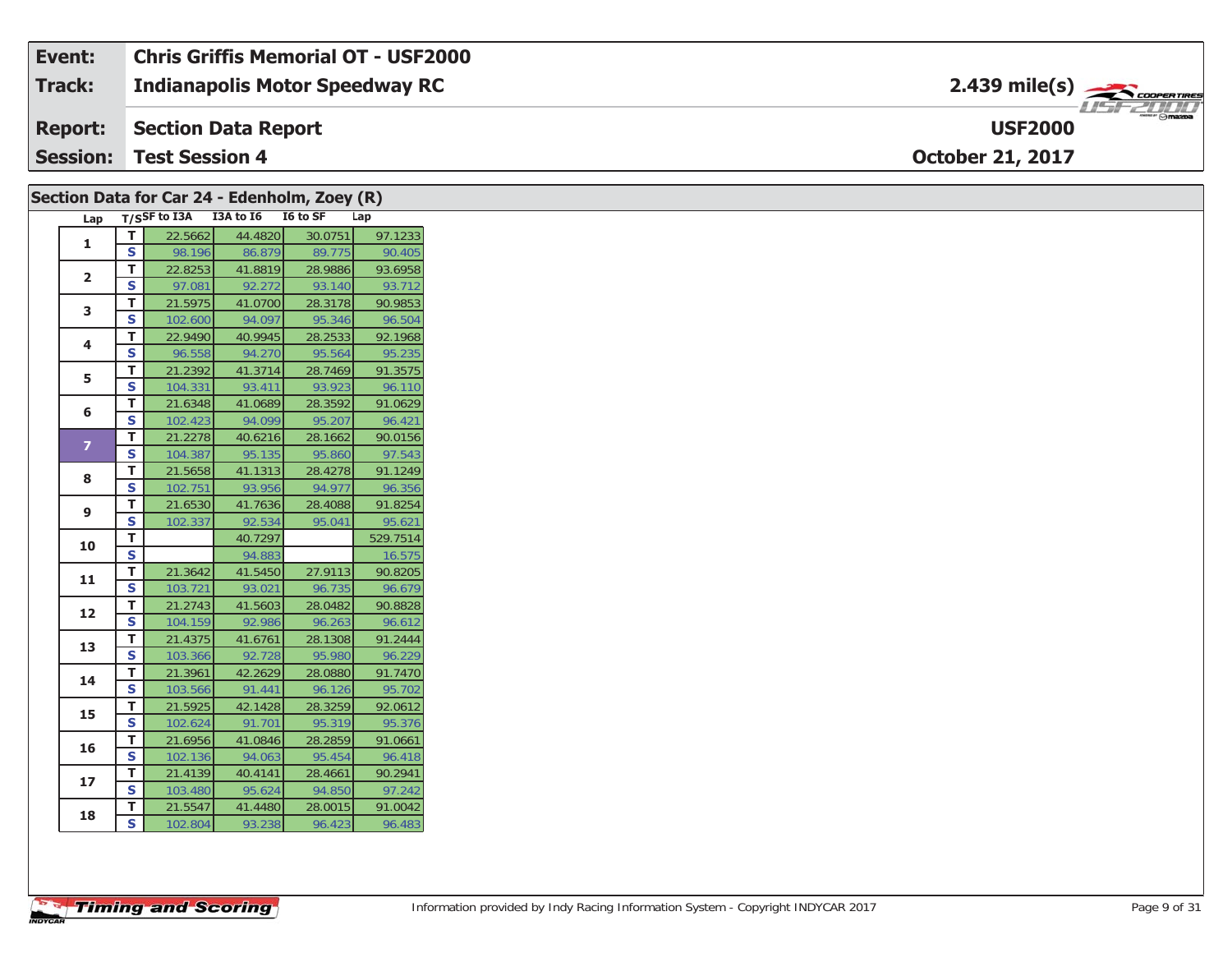| Event: | Chris Griffis Memorial OT - USF2000 | |
|---|---|---|
| Track: | Indianapolis Motor Speedway RC | 2.439 mile(s) |
| Report: | Section Data Report | USF2000 |
| Session: | Test Session 4 | October 21, 2017 |

## Section Data for Car 24 - Edenholm, Zoey (R)

| Lap | T/S | SF to I3A | I3A to I6 | I6 to SF | Lap |
|---|---|---|---|---|---|
| 1 | T | 22.5662 | 44.4820 | 30.0751 | 97.1233 |
| | S | 98.196 | 86.879 | 89.775 | 90.405 |
| 2 | T | 22.8253 | 41.8819 | 28.9886 | 93.6958 |
| | S | 97.081 | 92.272 | 93.140 | 93.712 |
| 3 | T | 21.5975 | 41.0700 | 28.3178 | 90.9853 |
| | S | 102.600 | 94.097 | 95.346 | 96.504 |
| 4 | T | 22.9490 | 40.9945 | 28.2533 | 92.1968 |
| | S | 96.558 | 94.270 | 95.564 | 95.235 |
| 5 | T | 21.2392 | 41.3714 | 28.7469 | 91.3575 |
| | S | 104.331 | 93.411 | 93.923 | 96.110 |
| 6 | T | 21.6348 | 41.0689 | 28.3592 | 91.0629 |
| | S | 102.423 | 94.099 | 95.207 | 96.421 |
| 7 | T | 21.2278 | 40.6216 | 28.1662 | 90.0156 |
| | S | 104.387 | 95.135 | 95.860 | 97.543 |
| 8 | T | 21.5658 | 41.1313 | 28.4278 | 91.1249 |
| | S | 102.751 | 93.956 | 94.977 | 96.356 |
| 9 | T | 21.6530 | 41.7636 | 28.4088 | 91.8254 |
| | S | 102.337 | 92.534 | 95.041 | 95.621 |
| 10 | T | | 40.7297 | | 529.7514 |
| | S | | 94.883 | | 16.575 |
| 11 | T | 21.3642 | 41.5450 | 27.9113 | 90.8205 |
| | S | 103.721 | 93.021 | 96.735 | 96.679 |
| 12 | T | 21.2743 | 41.5603 | 28.0482 | 90.8828 |
| | S | 104.159 | 92.986 | 96.263 | 96.612 |
| 13 | T | 21.4375 | 41.6761 | 28.1308 | 91.2444 |
| | S | 103.366 | 92.728 | 95.980 | 96.229 |
| 14 | T | 21.3961 | 42.2629 | 28.0880 | 91.7470 |
| | S | 103.566 | 91.441 | 96.126 | 95.702 |
| 15 | T | 21.5925 | 42.1428 | 28.3259 | 92.0612 |
| | S | 102.624 | 91.701 | 95.319 | 95.376 |
| 16 | T | 21.6956 | 41.0846 | 28.2859 | 91.0661 |
| | S | 102.136 | 94.063 | 95.454 | 96.418 |
| 17 | T | 21.4139 | 40.4141 | 28.4661 | 90.2941 |
| | S | 103.480 | 95.624 | 94.850 | 97.242 |
| 18 | T | 21.5547 | 41.4480 | 28.0015 | 91.0042 |
| | S | 102.804 | 93.238 | 96.423 | 96.483 |

Information provided by Indy Racing Information System - Copyright INDYCAR 2017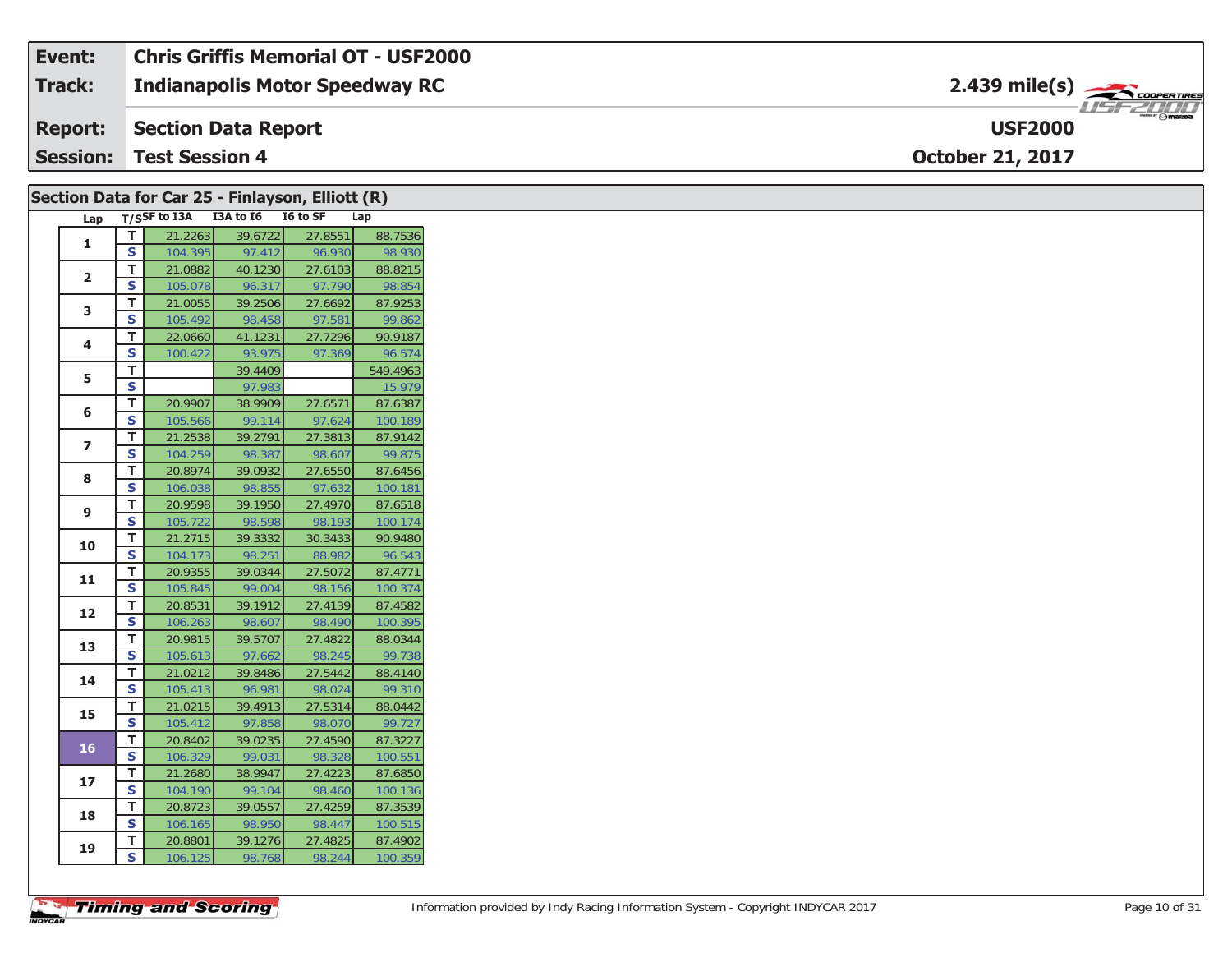| Event: | Chris Griffis Memorial OT - USF2000 | |
|---|---|---|
| Track: | Indianapolis Motor Speedway RC | 2.439 mile(s) |
| Report: | Section Data Report | USF2000 |
| Session: | Test Session 4 | October 21, 2017 |

## Section Data for Car 25 - Finlayson, Elliott (R)

| Lap | T/S | SF to I3A | I3A to I6 | I6 to SF | Lap |
|---|---|---|---|---|---|
| 1 | T | 21.2263 | 39.6722 | 27.8551 | 88.7536 |
| | S | 104.395 | 97.412 | 96.930 | 98.930 |
| 2 | T | 21.0882 | 40.1230 | 27.6103 | 88.8215 |
| | S | 105.078 | 96.317 | 97.790 | 98.854 |
| 3 | T | 21.0055 | 39.2506 | 27.6692 | 87.9253 |
| | S | 105.492 | 98.458 | 97.581 | 99.862 |
| 4 | T | 22.0660 | 41.1231 | 27.7296 | 90.9187 |
| | S | 100.422 | 93.975 | 97.369 | 96.574 |
| 5 | T | | 39.4409 | | 549.4963 |
| | S | | 97.983 | | 15.979 |
| 6 | T | 20.9907 | 38.9909 | 27.6571 | 87.6387 |
| | S | 105.566 | 99.114 | 97.624 | 100.189 |
| 7 | T | 21.2538 | 39.2791 | 27.3813 | 87.9142 |
| | S | 104.259 | 98.387 | 98.607 | 99.875 |
| 8 | T | 20.8974 | 39.0932 | 27.6550 | 87.6456 |
| | S | 106.038 | 98.855 | 97.632 | 100.181 |
| 9 | T | 20.9598 | 39.1950 | 27.4970 | 87.6518 |
| | S | 105.722 | 98.598 | 98.193 | 100.174 |
| 10 | T | 21.2715 | 39.3332 | 30.3433 | 90.9480 |
| | S | 104.173 | 98.251 | 88.982 | 96.543 |
| 11 | T | 20.9355 | 39.0344 | 27.5072 | 87.4771 |
| | S | 105.845 | 99.004 | 98.156 | 100.374 |
| 12 | T | 20.8531 | 39.1912 | 27.4139 | 87.4582 |
| | S | 106.263 | 98.607 | 98.490 | 100.395 |
| 13 | T | 20.9815 | 39.5707 | 27.4822 | 88.0344 |
| | S | 105.613 | 97.662 | 98.245 | 99.738 |
| 14 | T | 21.0212 | 39.8486 | 27.5442 | 88.4140 |
| | S | 105.413 | 96.981 | 98.024 | 99.310 |
| 15 | T | 21.0215 | 39.4913 | 27.5314 | 88.0442 |
| | S | 105.412 | 97.858 | 98.070 | 99.727 |
| 16 | T | 20.8402 | 39.0235 | 27.4590 | 87.3227 |
| | S | 106.329 | 99.031 | 98.328 | 100.551 |
| 17 | T | 21.2680 | 38.9947 | 27.4223 | 87.6850 |
| | S | 104.190 | 99.104 | 98.460 | 100.136 |
| 18 | T | 20.8723 | 39.0557 | 27.4259 | 87.3539 |
| | S | 106.165 | 98.950 | 98.447 | 100.515 |
| 19 | T | 20.8801 | 39.1276 | 27.4825 | 87.4902 |
| | S | 106.125 | 98.768 | 98.244 | 100.359 |

Information provided by Indy Racing Information System - Copyright INDYCAR 2017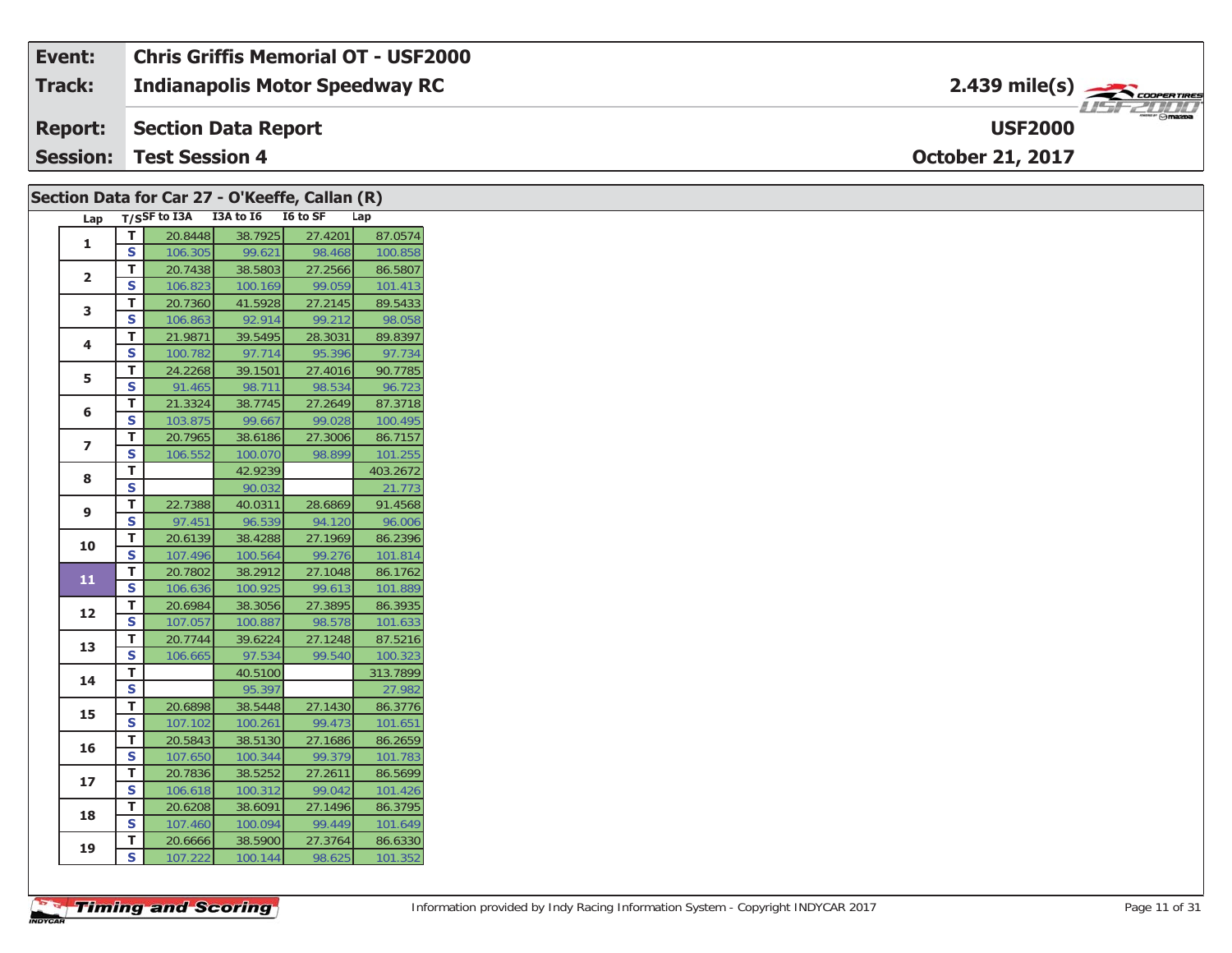| Event: | Chris Griffis Memorial OT - USF2000 | |
|---|---|---|
| Track: | Indianapolis Motor Speedway RC | 2.439 mile(s) |
| Report: | Section Data Report | USF2000 |
| Session: | Test Session 4 | October 21, 2017 |

## Section Data for Car 27 - O'Keeffe, Callan (R)

| Lap | T/S | SF to I3A | I3A to I6 | I6 to SF | Lap |
|---|---|---|---|---|---|
| 1 | T | 20.8448 | 38.7925 | 27.4201 | 87.0574 |
| | S | 106.305 | 99.621 | 98.468 | 100.858 |
| 2 | T | 20.7438 | 38.5803 | 27.2566 | 86.5807 |
| | S | 106.823 | 100.169 | 99.059 | 101.413 |
| 3 | T | 20.7360 | 41.5928 | 27.2145 | 89.5433 |
| | S | 106.863 | 92.914 | 99.212 | 98.058 |
| 4 | T | 21.9871 | 39.5495 | 28.3031 | 89.8397 |
| | S | 100.782 | 97.714 | 95.396 | 97.734 |
| 5 | T | 24.2268 | 39.1501 | 27.4016 | 90.7785 |
| | S | 91.465 | 98.711 | 98.534 | 96.723 |
| 6 | T | 21.3324 | 38.7745 | 27.2649 | 87.3718 |
| | S | 103.875 | 99.667 | 99.028 | 100.495 |
| 7 | T | 20.7965 | 38.6186 | 27.3006 | 86.7157 |
| | S | 106.552 | 100.070 | 98.899 | 101.255 |
| 8 | T | | 42.9239 | | 403.2672 |
| | S | | 90.032 | | 21.773 |
| 9 | T | 22.7388 | 40.0311 | 28.6869 | 91.4568 |
| | S | 97.451 | 96.539 | 94.120 | 96.006 |
| 10 | T | 20.6139 | 38.4288 | 27.1969 | 86.2396 |
| | S | 107.496 | 100.564 | 99.276 | 101.814 |
| 11 | T | 20.7802 | 38.2912 | 27.1048 | 86.1762 |
| | S | 106.636 | 100.925 | 99.613 | 101.889 |
| 12 | T | 20.6984 | 38.3056 | 27.3895 | 86.3935 |
| | S | 107.057 | 100.887 | 98.578 | 101.633 |
| 13 | T | 20.7744 | 39.6224 | 27.1248 | 87.5216 |
| | S | 106.665 | 97.534 | 99.540 | 100.323 |
| 14 | T | | 40.5100 | | 313.7899 |
| | S | | 95.397 | | 27.982 |
| 15 | T | 20.6898 | 38.5448 | 27.1430 | 86.3776 |
| | S | 107.102 | 100.261 | 99.473 | 101.651 |
| 16 | T | 20.5843 | 38.5130 | 27.1686 | 86.2659 |
| | S | 107.650 | 100.344 | 99.379 | 101.783 |
| 17 | T | 20.7836 | 38.5252 | 27.2611 | 86.5699 |
| | S | 106.618 | 100.312 | 99.042 | 101.426 |
| 18 | T | 20.6208 | 38.6091 | 27.1496 | 86.3795 |
| | S | 107.460 | 100.094 | 99.449 | 101.649 |
| 19 | T | 20.6666 | 38.5900 | 27.3764 | 86.6330 |
| | S | 107.222 | 100.144 | 98.625 | 101.352 |

Information provided by Indy Racing Information System - Copyright INDYCAR 2017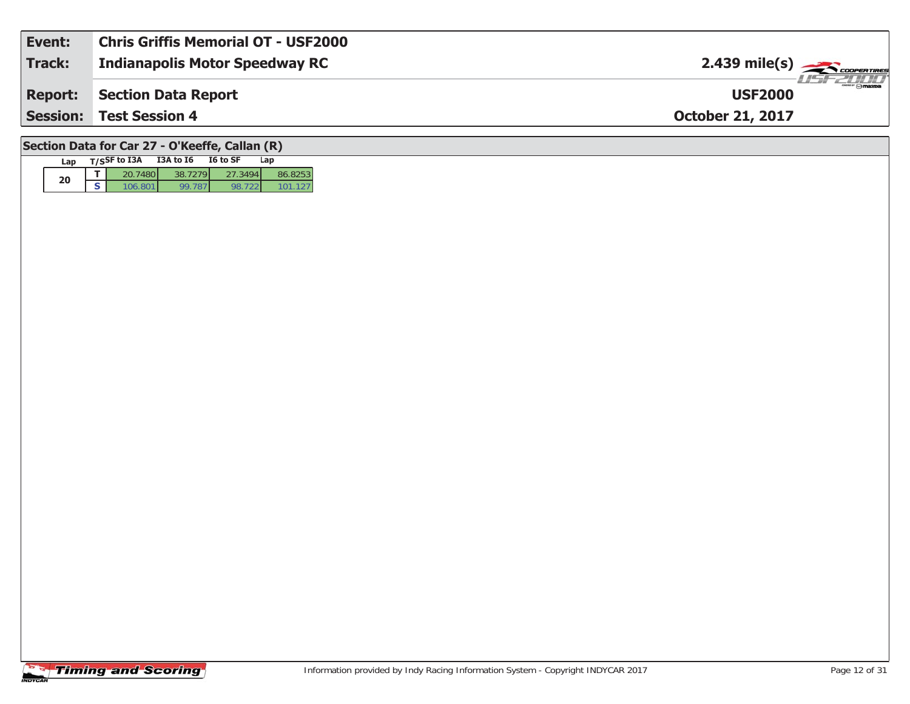| Event: | Chris Griffis Memorial OT - USF2000 | |
| --- | --- | --- |
| Track: | Indianapolis Motor Speedway RC | 2.439 mile(s) |
| Report: | Section Data Report | USF2000 |
| Session: | Test Session 4 | October 21, 2017 |

## Section Data for Car 27 - O'Keeffe, Callan (R)

| Lap | T/S | SF to I3A | I3A to I6 | I6 to SF | Lap |
| --- | --- | --- | --- | --- | --- |
| 20 | T | 20.7480 | 38.7279 | 27.3494 | 86.8253 |
| | S | 106.801 | 99.787 | 98.722 | 101.127 |

Information provided by Indy Racing Information System - Copyright INDYCAR 2017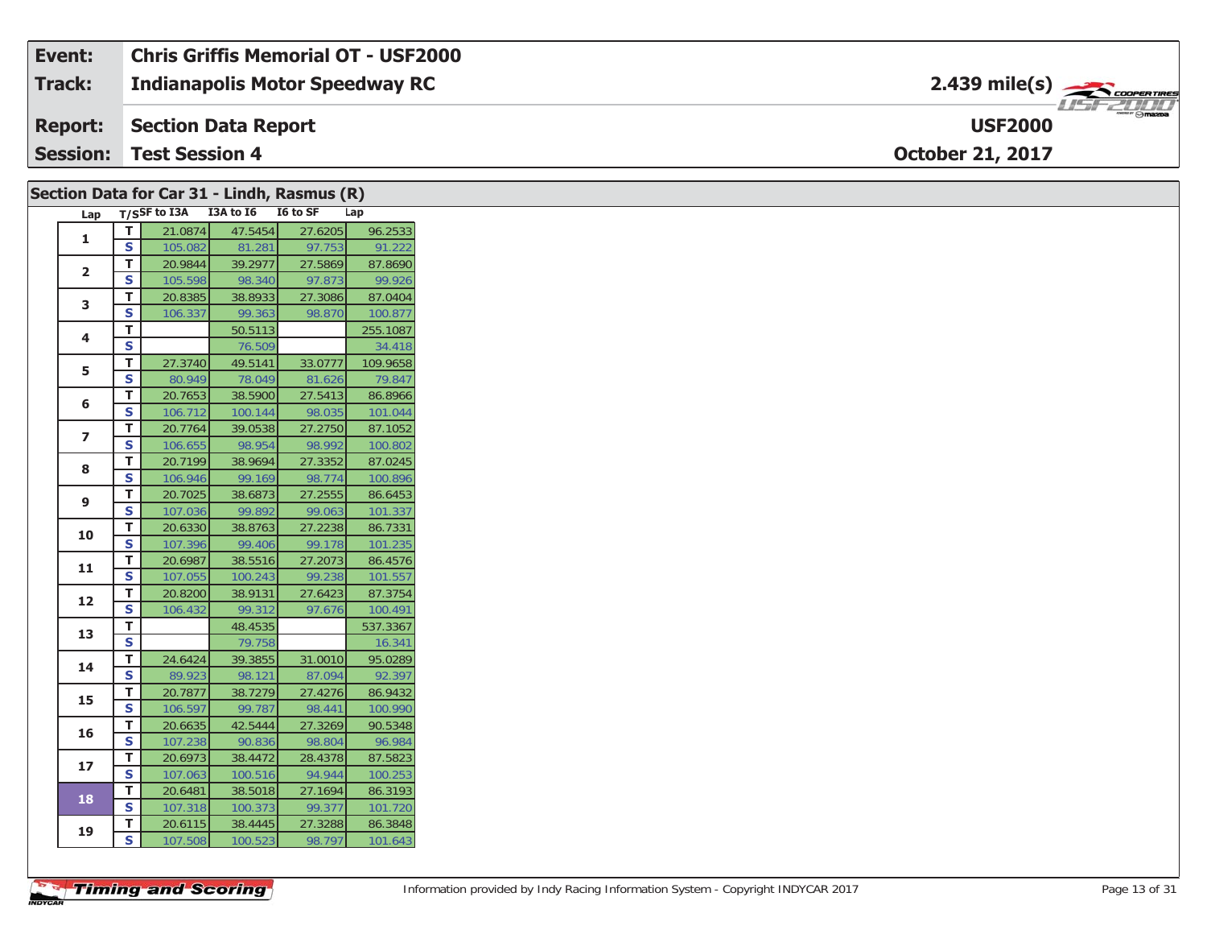| Event: | Chris Griffis Memorial OT - USF2000 | |
|---|---|---|
| Track: | Indianapolis Motor Speedway RC | 2.439 mile(s) |
| Report: | Section Data Report | USF2000 |
| Session: | Test Session 4 | October 21, 2017 |

## Section Data for Car 31 - Lindh, Rasmus (R)

| Lap | T/S | SF to I3A | I3A to I6 | I6 to SF | Lap |
|---|---|---|---|---|---|
| 1 | T | 21.0874 | 47.5454 | 27.6205 | 96.2533 |
| | S | 105.082 | 81.281 | 97.753 | 91.222 |
| 2 | T | 20.9844 | 39.2977 | 27.5869 | 87.8690 |
| | S | 105.598 | 98.340 | 97.873 | 99.926 |
| 3 | T | 20.8385 | 38.8933 | 27.3086 | 87.0404 |
| | S | 106.337 | 99.363 | 98.870 | 100.877 |
| 4 | T | | 50.5113 | | 255.1087 |
| | S | | 76.509 | | 34.418 |
| 5 | T | 27.3740 | 49.5141 | 33.0777 | 109.9658 |
| | S | 80.949 | 78.049 | 81.626 | 79.847 |
| 6 | T | 20.7653 | 38.5900 | 27.5413 | 86.8966 |
| | S | 106.712 | 100.144 | 98.035 | 101.044 |
| 7 | T | 20.7764 | 39.0538 | 27.2750 | 87.1052 |
| | S | 106.655 | 98.954 | 98.992 | 100.802 |
| 8 | T | 20.7199 | 38.9694 | 27.3352 | 87.0245 |
| | S | 106.946 | 99.169 | 98.774 | 100.896 |
| 9 | T | 20.7025 | 38.6873 | 27.2555 | 86.6453 |
| | S | 107.036 | 99.892 | 99.063 | 101.337 |
| 10 | T | 20.6330 | 38.8763 | 27.2238 | 86.7331 |
| | S | 107.396 | 99.406 | 99.178 | 101.235 |
| 11 | T | 20.6987 | 38.5516 | 27.2073 | 86.4576 |
| | S | 107.055 | 100.243 | 99.238 | 101.557 |
| 12 | T | 20.8200 | 38.9131 | 27.6423 | 87.3754 |
| | S | 106.432 | 99.312 | 97.676 | 100.491 |
| 13 | T | | 48.4535 | | 537.3367 |
| | S | | 79.758 | | 16.341 |
| 14 | T | 24.6424 | 39.3855 | 31.0010 | 95.0289 |
| | S | 89.923 | 98.121 | 87.094 | 92.397 |
| 15 | T | 20.7877 | 38.7279 | 27.4276 | 86.9432 |
| | S | 106.597 | 99.787 | 98.441 | 100.990 |
| 16 | T | 20.6635 | 42.5444 | 27.3269 | 90.5348 |
| | S | 107.238 | 90.836 | 98.804 | 96.984 |
| 17 | T | 20.6973 | 38.4472 | 28.4378 | 87.5823 |
| | S | 107.063 | 100.516 | 94.944 | 100.253 |
| 18 | T | 20.6481 | 38.5018 | 27.1694 | 86.3193 |
| | S | 107.318 | 100.373 | 99.377 | 101.720 |
| 19 | T | 20.6115 | 38.4445 | 27.3288 | 86.3848 |
| | S | 107.508 | 100.523 | 98.797 | 101.643 |

Information provided by Indy Racing Information System - Copyright INDYCAR 2017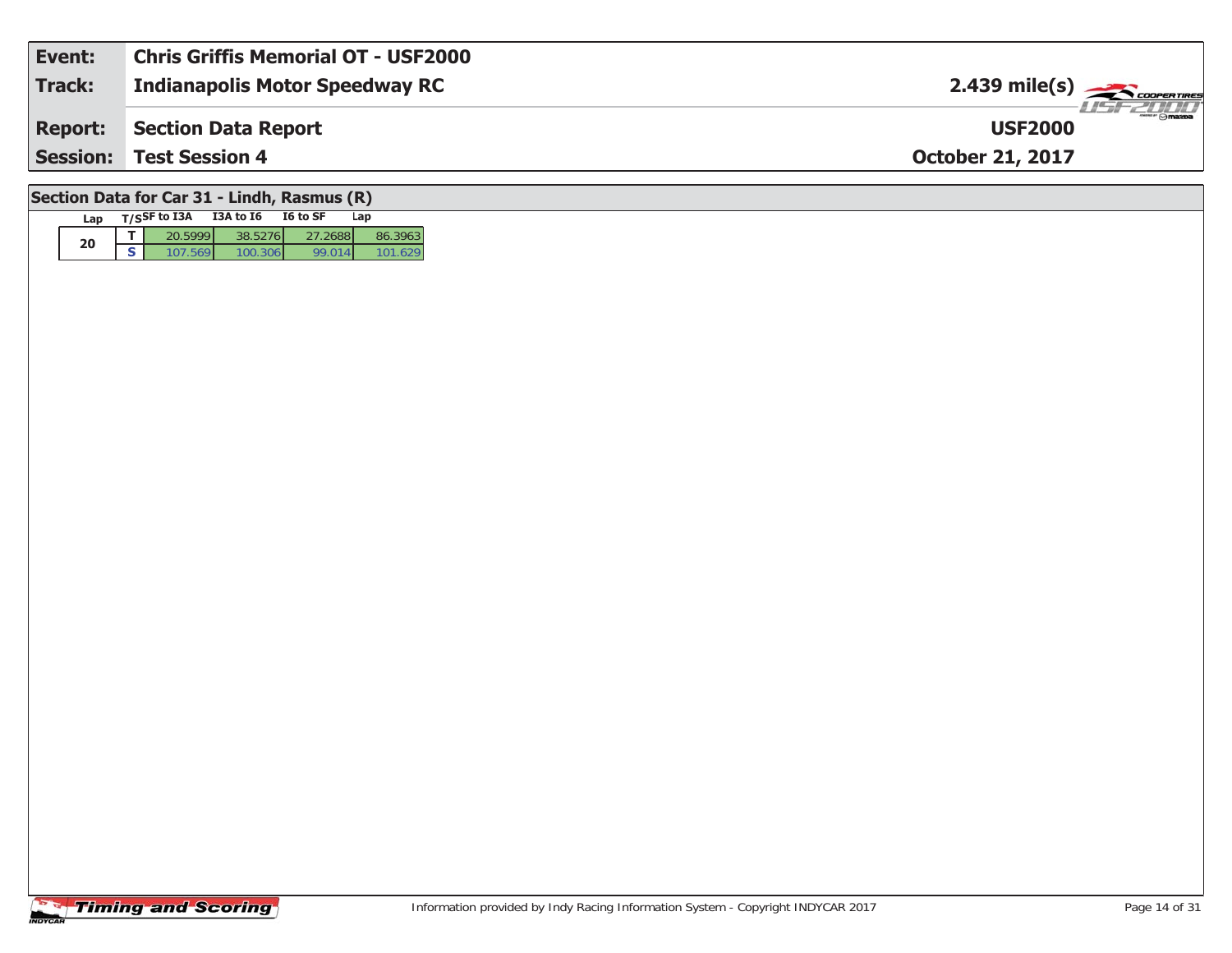| Event: | Chris Griffis Memorial OT - USF2000 | |
|---|---|---|
| Track: | Indianapolis Motor Speedway RC | 2.439 mile(s) |
| Report: | Section Data Report | USF2000 |
| Session: | Test Session 4 | October 21, 2017 |

## Section Data for Car 31 - Lindh, Rasmus (R)

| Lap | T/S | SF to I3A | I3A to I6 | I6 to SF | Lap |
|---|---|---|---|---|---|
| 20 | T | 20.5999 | 38.5276 | 27.2688 | 86.3963 |
| | S | 107.569 | 100.306 | 99.014 | 101.629 |

Information provided by Indy Racing Information System - Copyright INDYCAR 2017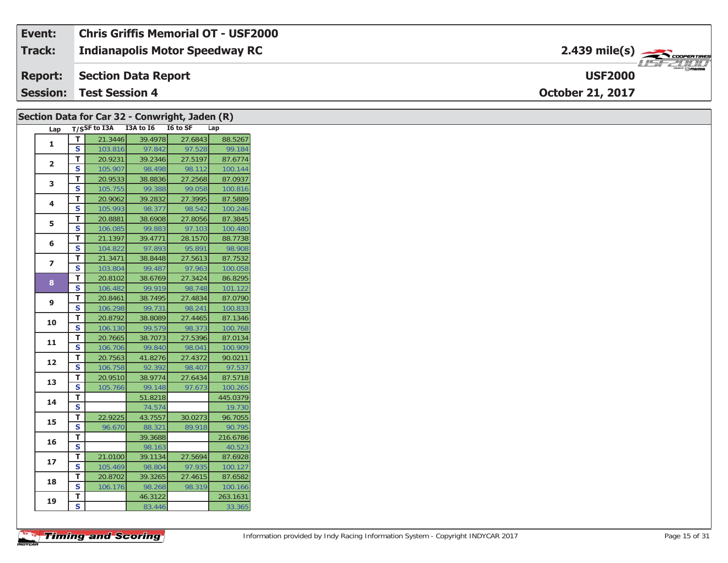| Event: | Chris Griffis Memorial OT - USF2000 | |
|---|---|---|
| Track: | Indianapolis Motor Speedway RC | 2.439 mile(s) |
| Report: | Section Data Report | USF2000 |
| Session: | Test Session 4 | October 21, 2017 |

## Section Data for Car 32 - Conwright, Jaden (R)

| Lap | T/S | SF to I3A | I3A to I6 | I6 to SF | Lap |
|---|---|---|---|---|---|
| 1 | T | 21.3446 | 39.4978 | 27.6843 | 88.5267 |
| | S | 103.816 | 97.842 | 97.528 | 99.184 |
| 2 | T | 20.9231 | 39.2346 | 27.5197 | 87.6774 |
| | S | 105.907 | 98.498 | 98.112 | 100.144 |
| 3 | T | 20.9533 | 38.8836 | 27.2568 | 87.0937 |
| | S | 105.755 | 99.388 | 99.058 | 100.816 |
| 4 | T | 20.9062 | 39.2832 | 27.3995 | 87.5889 |
| | S | 105.993 | 98.377 | 98.542 | 100.246 |
| 5 | T | 20.8881 | 38.6908 | 27.8056 | 87.3845 |
| | S | 106.085 | 99.883 | 97.103 | 100.480 |
| 6 | T | 21.1397 | 39.4771 | 28.1570 | 88.7738 |
| | S | 104.822 | 97.893 | 95.891 | 98.908 |
| 7 | T | 21.3471 | 38.8448 | 27.5613 | 87.7532 |
| | S | 103.804 | 99.487 | 97.963 | 100.058 |
| 8 | T | 20.8102 | 38.6769 | 27.3424 | 86.8295 |
| | S | 106.482 | 99.919 | 98.748 | 101.122 |
| 9 | T | 20.8461 | 38.7495 | 27.4834 | 87.0790 |
| | S | 106.298 | 99.731 | 98.241 | 100.833 |
| 10 | T | 20.8792 | 38.8089 | 27.4465 | 87.1346 |
| | S | 106.130 | 99.579 | 98.373 | 100.768 |
| 11 | T | 20.7665 | 38.7073 | 27.5396 | 87.0134 |
| | S | 106.706 | 99.840 | 98.041 | 100.909 |
| 12 | T | 20.7563 | 41.8276 | 27.4372 | 90.0211 |
| | S | 106.758 | 92.392 | 98.407 | 97.537 |
| 13 | T | 20.9510 | 38.9774 | 27.6434 | 87.5718 |
| | S | 105.766 | 99.148 | 97.673 | 100.265 |
| 14 | T | | 51.8218 | | 445.0379 |
| | S | | 74.574 | | 19.730 |
| 15 | T | 22.9225 | 43.7557 | 30.0273 | 96.7055 |
| | S | 96.670 | 88.321 | 89.918 | 90.795 |
| 16 | T | | 39.3688 | | 216.6786 |
| | S | | 98.163 | | 40.523 |
| 17 | T | 21.0100 | 39.1134 | 27.5694 | 87.6928 |
| | S | 105.469 | 98.804 | 97.935 | 100.127 |
| 18 | T | 20.8702 | 39.3265 | 27.4615 | 87.6582 |
| | S | 106.176 | 98.268 | 98.319 | 100.166 |
| 19 | T | | 46.3122 | | 263.1631 |
| | S | | 83.446 | | 33.365 |

Information provided by Indy Racing Information System - Copyright INDYCAR 2017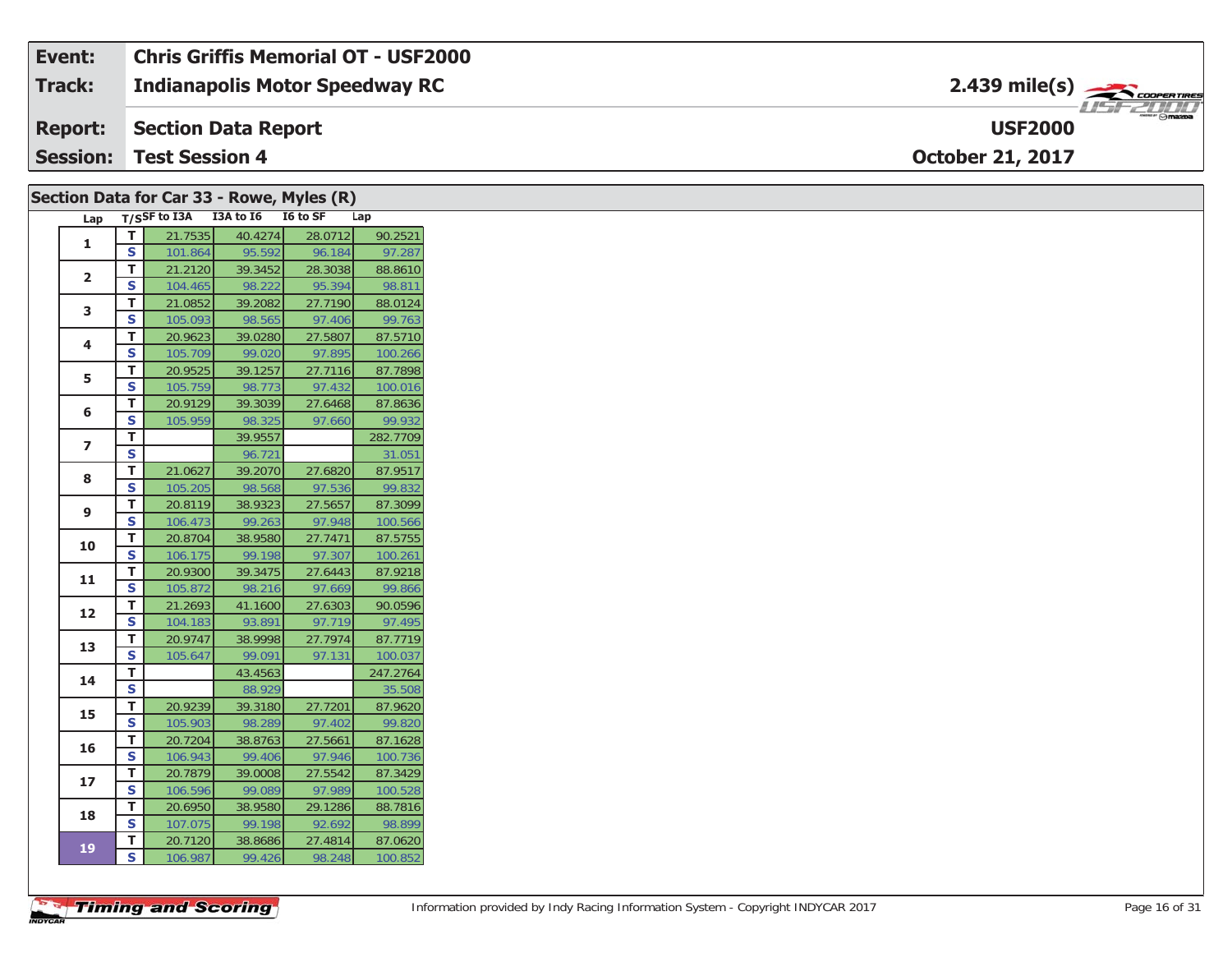| Event: | Chris Griffis Memorial OT - USF2000 | |
|---|---|---|
| Track: | Indianapolis Motor Speedway RC | 2.439 mile(s) |
| Report: | Section Data Report | USF2000 |
| Session: | Test Session 4 | October 21, 2017 |

## Section Data for Car 33 - Rowe, Myles (R)

| Lap | T/S | SF to I3A | I3A to I6 | I6 to SF | Lap |
|---|---|---|---|---|---|
| 1 | T | 21.7535 | 40.4274 | 28.0712 | 90.2521 |
| | S | 101.864 | 95.592 | 96.184 | 97.287 |
| 2 | T | 21.2120 | 39.3452 | 28.3038 | 88.8610 |
| | S | 104.465 | 98.222 | 95.394 | 98.811 |
| 3 | T | 21.0852 | 39.2082 | 27.7190 | 88.0124 |
| | S | 105.093 | 98.565 | 97.406 | 99.763 |
| 4 | T | 20.9623 | 39.0280 | 27.5807 | 87.5710 |
| | S | 105.709 | 99.020 | 97.895 | 100.266 |
| 5 | T | 20.9525 | 39.1257 | 27.7116 | 87.7898 |
| | S | 105.759 | 98.773 | 97.432 | 100.016 |
| 6 | T | 20.9129 | 39.3039 | 27.6468 | 87.8636 |
| | S | 105.959 | 98.325 | 97.660 | 99.932 |
| 7 | T | | 39.9557 | | 282.7709 |
| | S | | 96.721 | | 31.051 |
| 8 | T | 21.0627 | 39.2070 | 27.6820 | 87.9517 |
| | S | 105.205 | 98.568 | 97.536 | 99.832 |
| 9 | T | 20.8119 | 38.9323 | 27.5657 | 87.3099 |
| | S | 106.473 | 99.263 | 97.948 | 100.566 |
| 10 | T | 20.8704 | 38.9580 | 27.7471 | 87.5755 |
| | S | 106.175 | 99.198 | 97.307 | 100.261 |
| 11 | T | 20.9300 | 39.3475 | 27.6443 | 87.9218 |
| | S | 105.872 | 98.216 | 97.669 | 99.866 |
| 12 | T | 21.2693 | 41.1600 | 27.6303 | 90.0596 |
| | S | 104.183 | 93.891 | 97.719 | 97.495 |
| 13 | T | 20.9747 | 38.9998 | 27.7974 | 87.7719 |
| | S | 105.647 | 99.091 | 97.131 | 100.037 |
| 14 | T | | 43.4563 | | 247.2764 |
| | S | | 88.929 | | 35.508 |
| 15 | T | 20.9239 | 39.3180 | 27.7201 | 87.9620 |
| | S | 105.903 | 98.289 | 97.402 | 99.820 |
| 16 | T | 20.7204 | 38.8763 | 27.5661 | 87.1628 |
| | S | 106.943 | 99.406 | 97.946 | 100.736 |
| 17 | T | 20.7879 | 39.0008 | 27.5542 | 87.3429 |
| | S | 106.596 | 99.089 | 97.989 | 100.528 |
| 18 | T | 20.6950 | 38.9580 | 29.1286 | 88.7816 |
| | S | 107.075 | 99.198 | 92.692 | 98.899 |
| 19 | T | 20.7120 | 38.8686 | 27.4814 | 87.0620 |
| | S | 106.987 | 99.426 | 98.248 | 100.852 |

Information provided by Indy Racing Information System - Copyright INDYCAR 2017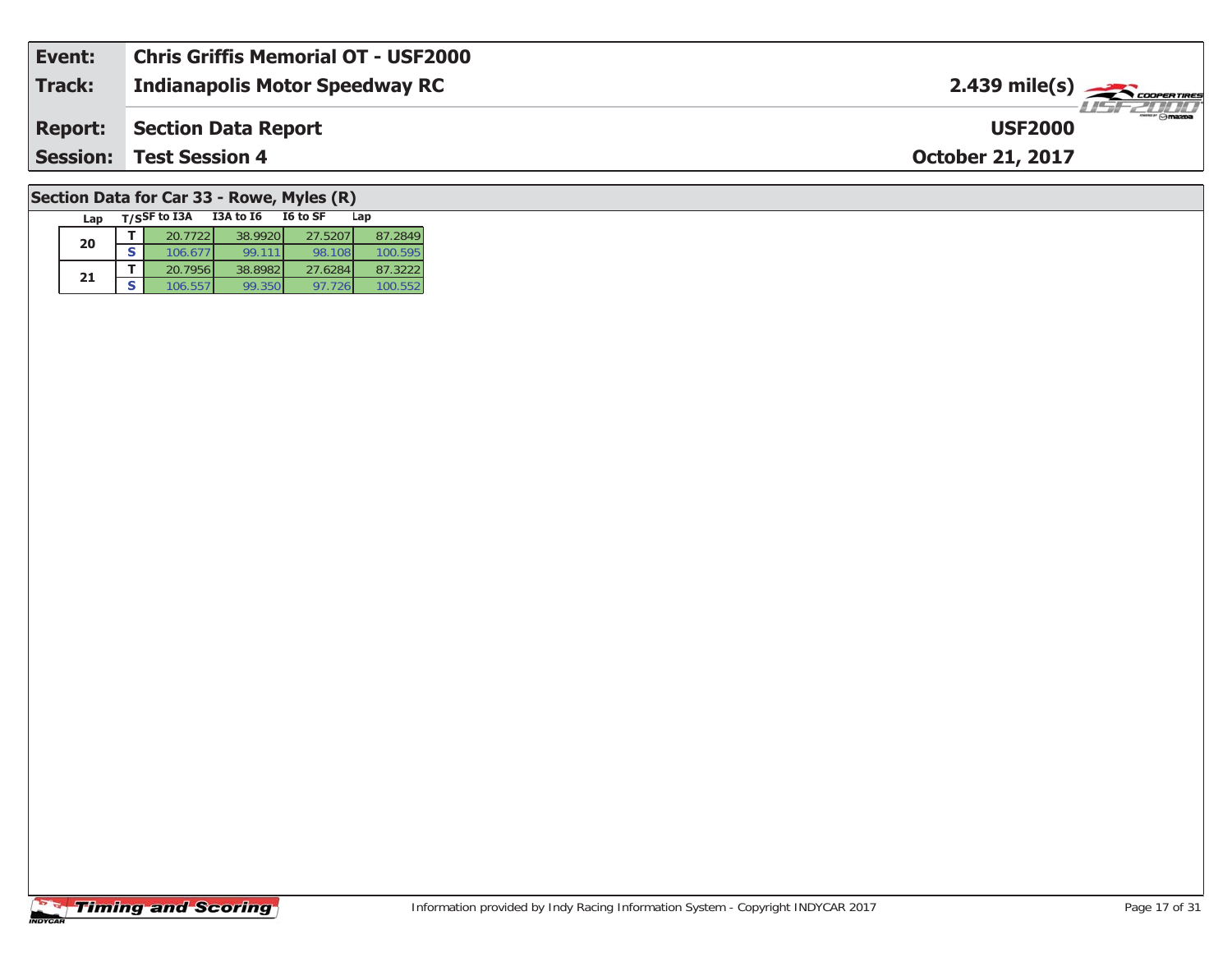| Event: | Chris Griffis Memorial OT - USF2000 | |
|---|---|---|
| Track: | Indianapolis Motor Speedway RC | 2.439 mile(s) |
| Report: | Section Data Report | USF2000 |
| Session: | Test Session 4 | October 21, 2017 |

## Section Data for Car 33 - Rowe, Myles (R)

| Lap | T/S | SF to I3A | I3A to I6 | I6 to SF | Lap |
|---|---|---|---|---|---|
| 20 | T | 20.7722 | 38.9920 | 27.5207 | 87.2849 |
| | S | 106.677 | 99.111 | 98.108 | 100.595 |
| 21 | T | 20.7956 | 38.8982 | 27.6284 | 87.3222 |
| | S | 106.557 | 99.350 | 97.726 | 100.552 |

Timing and Scoring

Information provided by Indy Racing Information System - Copyright INDYCAR 2017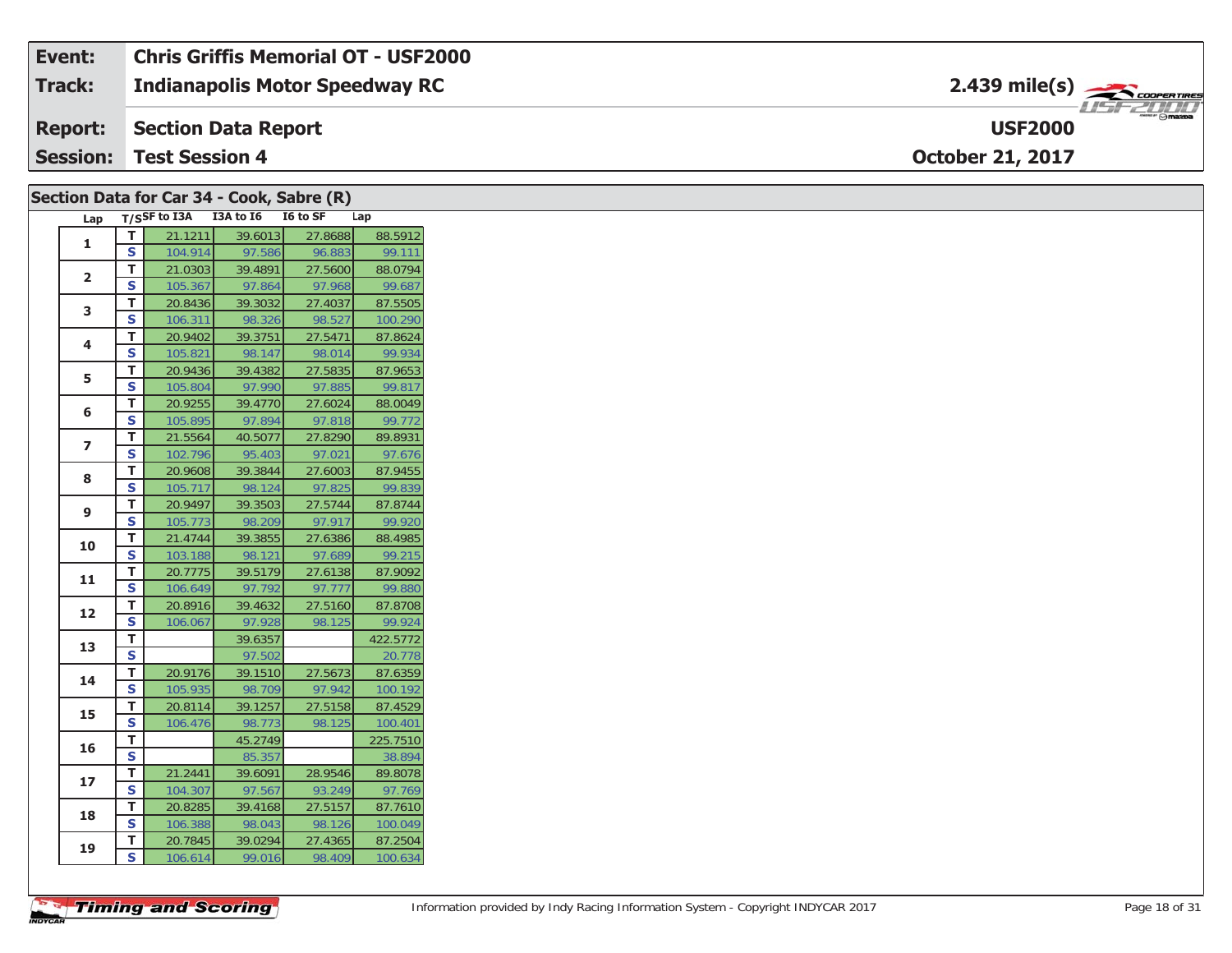| Event: | Chris Griffis Memorial OT - USF2000 | |
|---|---|---|
| **Track:** | **Indianapolis Motor Speedway RC** | **2.439 mile(s)** |
| **Report:** | **Section Data Report** | **USF2000** |
| **Session:** | **Test Session 4** | **October 21, 2017** |

## Section Data for Car 34 - Cook, Sabre (R)

| Lap | T/S | SF to I3A | I3A to I6 | I6 to SF | Lap |
|---|---|---|---|---|---|
| 1 | T | 21.1211 | 39.6013 | 27.8688 | 88.5912 |
| | S | 104.914 | 97.586 | 96.883 | 99.111 |
| 2 | T | 21.0303 | 39.4891 | 27.5600 | 88.0794 |
| | S | 105.367 | 97.864 | 97.968 | 99.687 |
| 3 | T | 20.8436 | 39.3032 | 27.4037 | 87.5505 |
| | S | 106.311 | 98.326 | 98.527 | 100.290 |
| 4 | T | 20.9402 | 39.3751 | 27.5471 | 87.8624 |
| | S | 105.821 | 98.147 | 98.014 | 99.934 |
| 5 | T | 20.9436 | 39.4382 | 27.5835 | 87.9653 |
| | S | 105.804 | 97.990 | 97.885 | 99.817 |
| 6 | T | 20.9255 | 39.4770 | 27.6024 | 88.0049 |
| | S | 105.895 | 97.894 | 97.818 | 99.772 |
| 7 | T | 21.5564 | 40.5077 | 27.8290 | 89.8931 |
| | S | 102.796 | 95.403 | 97.021 | 97.676 |
| 8 | T | 20.9608 | 39.3844 | 27.6003 | 87.9455 |
| | S | 105.717 | 98.124 | 97.825 | 99.839 |
| 9 | T | 20.9497 | 39.3503 | 27.5744 | 87.8744 |
| | S | 105.773 | 98.209 | 97.917 | 99.920 |
| 10 | T | 21.4744 | 39.3855 | 27.6386 | 88.4985 |
| | S | 103.188 | 98.121 | 97.689 | 99.215 |
| 11 | T | 20.7775 | 39.5179 | 27.6138 | 87.9092 |
| | S | 106.649 | 97.792 | 97.777 | 99.880 |
| 12 | T | 20.8916 | 39.4632 | 27.5160 | 87.8708 |
| | S | 106.067 | 97.928 | 98.125 | 99.924 |
| 13 | T | | 39.6357 | | 422.5772 |
| | S | | 97.502 | | 20.778 |
| 14 | T | 20.9176 | 39.1510 | 27.5673 | 87.6359 |
| | S | 105.935 | 98.709 | 97.942 | 100.192 |
| 15 | T | 20.8114 | 39.1257 | 27.5158 | 87.4529 |
| | S | 106.476 | 98.773 | 98.125 | 100.401 |
| 16 | T | | 45.2749 | | 225.7510 |
| | S | | 85.357 | | 38.894 |
| 17 | T | 21.2441 | 39.6091 | 28.9546 | 89.8078 |
| | S | 104.307 | 97.567 | 93.249 | 97.769 |
| 18 | T | 20.8285 | 39.4168 | 27.5157 | 87.7610 |
| | S | 106.388 | 98.043 | 98.126 | 100.049 |
| 19 | T | 20.7845 | 39.0294 | 27.4365 | 87.2504 |
| | S | 106.614 | 99.016 | 98.409 | 100.634 |

Information provided by Indy Racing Information System - Copyright INDYCAR 2017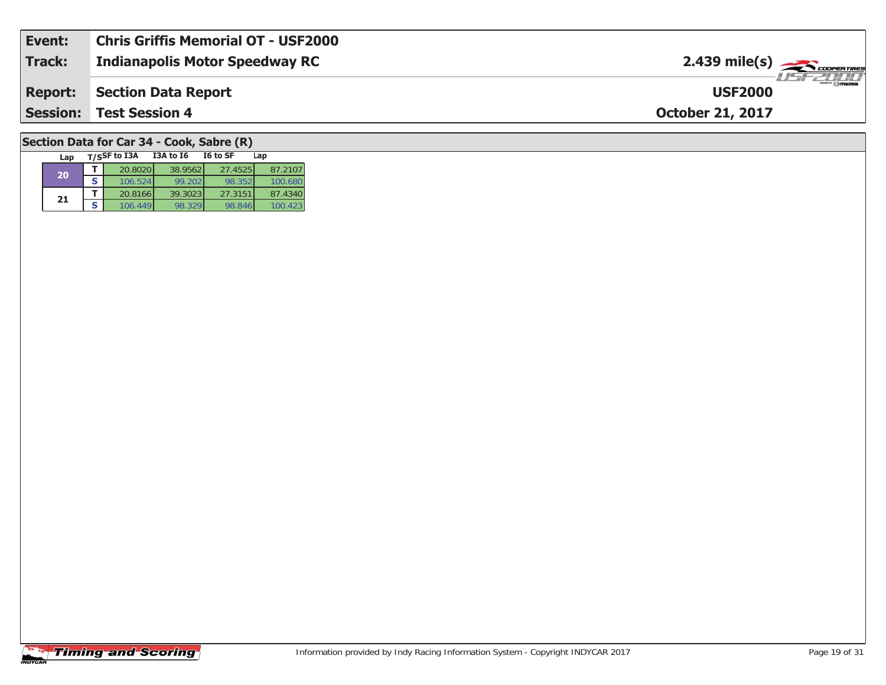| **Event:** | **Chris Griffis Memorial OT - USF2000** | |
|---|---|---|
| **Track:** | **Indianapolis Motor Speedway RC** | **2.439 mile(s)** |
| **Report:** | **Section Data Report** | **USF2000** |
| **Session:** | **Test Session 4** | **October 21, 2017** |

## Section Data for Car 34 - Cook, Sabre (R)

| Lap | T/S | SF to I3A | I3A to I6 | I6 to SF | Lap |
|---|---|---|---|---|---|
| 20 | T | 20.8020 | 38.9562 | 27.4525 | 87.2107 |
| | S | 106.524 | 99.202 | 98.352 | 100.680 |
| 21 | T | 20.8166 | 39.3023 | 27.3151 | 87.4340 |
| | S | 106.449 | 98.329 | 98.846 | 100.423 |

Information provided by Indy Racing Information System - Copyright INDYCAR 2017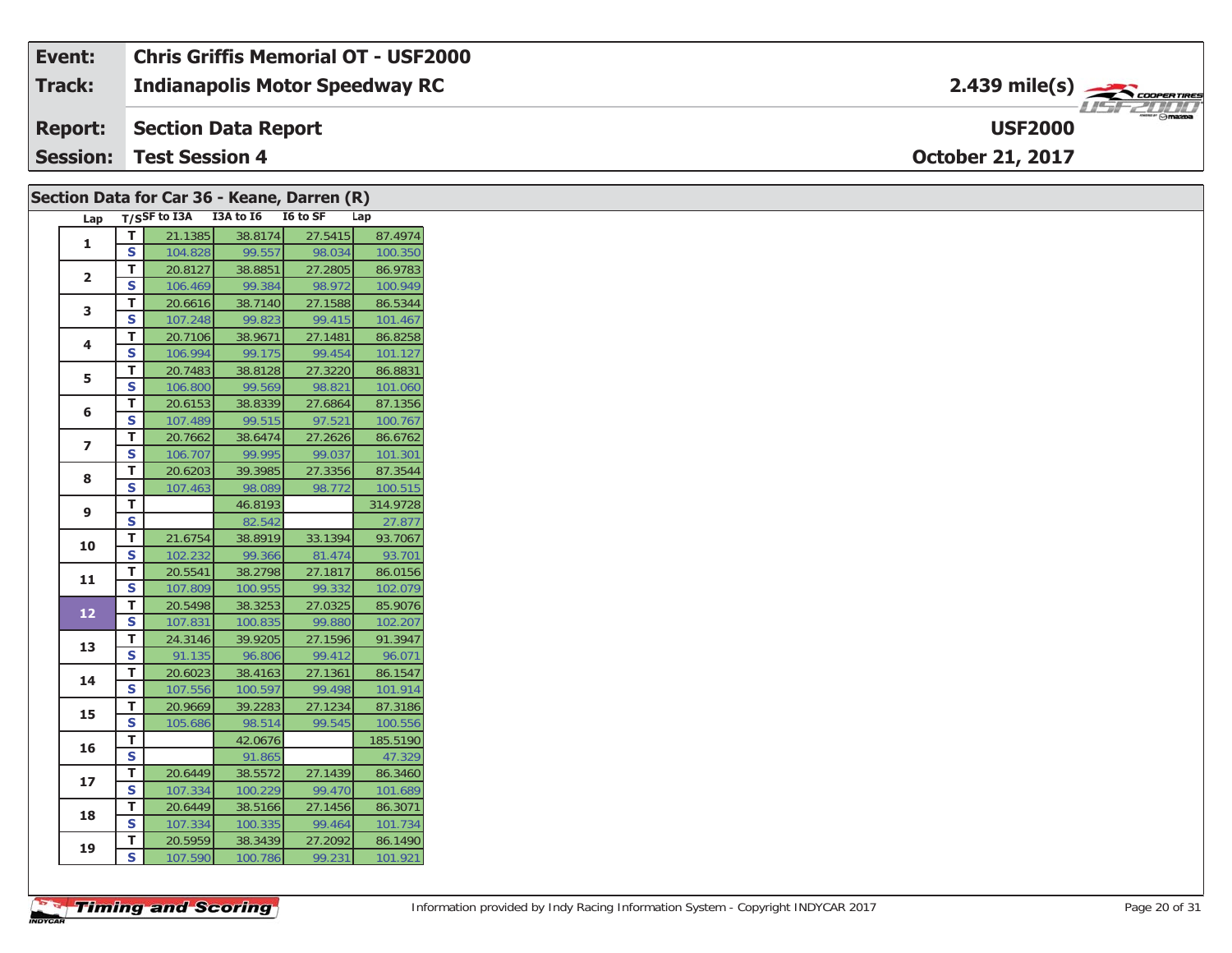| Event: | Chris Griffis Memorial OT - USF2000 | |
|---|---|---|
| Track: | Indianapolis Motor Speedway RC | 2.439 mile(s) |
| Report: | Section Data Report | USF2000 |
| Session: | Test Session 4 | October 21, 2017 |

## Section Data for Car 36 - Keane, Darren (R)

| Lap | T/S | SF to I3A | I3A to I6 | I6 to SF | Lap |
|---|---|---|---|---|---|
| 1 | T | 21.1385 | 38.8174 | 27.5415 | 87.4974 |
| | S | 104.828 | 99.557 | 98.034 | 100.350 |
| 2 | T | 20.8127 | 38.8851 | 27.2805 | 86.9783 |
| | S | 106.469 | 99.384 | 98.972 | 100.949 |
| 3 | T | 20.6616 | 38.7140 | 27.1588 | 86.5344 |
| | S | 107.248 | 99.823 | 99.415 | 101.467 |
| 4 | T | 20.7106 | 38.9671 | 27.1481 | 86.8258 |
| | S | 106.994 | 99.175 | 99.454 | 101.127 |
| 5 | T | 20.7483 | 38.8128 | 27.3220 | 86.8831 |
| | S | 106.800 | 99.569 | 98.821 | 101.060 |
| 6 | T | 20.6153 | 38.8339 | 27.6864 | 87.1356 |
| | S | 107.489 | 99.515 | 97.521 | 100.767 |
| 7 | T | 20.7662 | 38.6474 | 27.2626 | 86.6762 |
| | S | 106.707 | 99.995 | 99.037 | 101.301 |
| 8 | T | 20.6203 | 39.3985 | 27.3356 | 87.3544 |
| | S | 107.463 | 98.089 | 98.772 | 100.515 |
| 9 | T | | 46.8193 | | 314.9728 |
| | S | | 82.542 | | 27.877 |
| 10 | T | 21.6754 | 38.8919 | 33.1394 | 93.7067 |
| | S | 102.232 | 99.366 | 81.474 | 93.701 |
| 11 | T | 20.5541 | 38.2798 | 27.1817 | 86.0156 |
| | S | 107.809 | 100.955 | 99.332 | 102.079 |
| 12 | T | 20.5498 | 38.3253 | 27.0325 | 85.9076 |
| | S | 107.831 | 100.835 | 99.880 | 102.207 |
| 13 | T | 24.3146 | 39.9205 | 27.1596 | 91.3947 |
| | S | 91.135 | 96.806 | 99.412 | 96.071 |
| 14 | T | 20.6023 | 38.4163 | 27.1361 | 86.1547 |
| | S | 107.556 | 100.597 | 99.498 | 101.914 |
| 15 | T | 20.9669 | 39.2283 | 27.1234 | 87.3186 |
| | S | 105.686 | 98.514 | 99.545 | 100.556 |
| 16 | T | | 42.0676 | | 185.5190 |
| | S | | 91.865 | | 47.329 |
| 17 | T | 20.6449 | 38.5572 | 27.1439 | 86.3460 |
| | S | 107.334 | 100.229 | 99.470 | 101.689 |
| 18 | T | 20.6449 | 38.5166 | 27.1456 | 86.3071 |
| | S | 107.334 | 100.335 | 99.464 | 101.734 |
| 19 | T | 20.5959 | 38.3439 | 27.2092 | 86.1490 |
| | S | 107.590 | 100.786 | 99.231 | 101.921 |

Information provided by Indy Racing Information System - Copyright INDYCAR 2017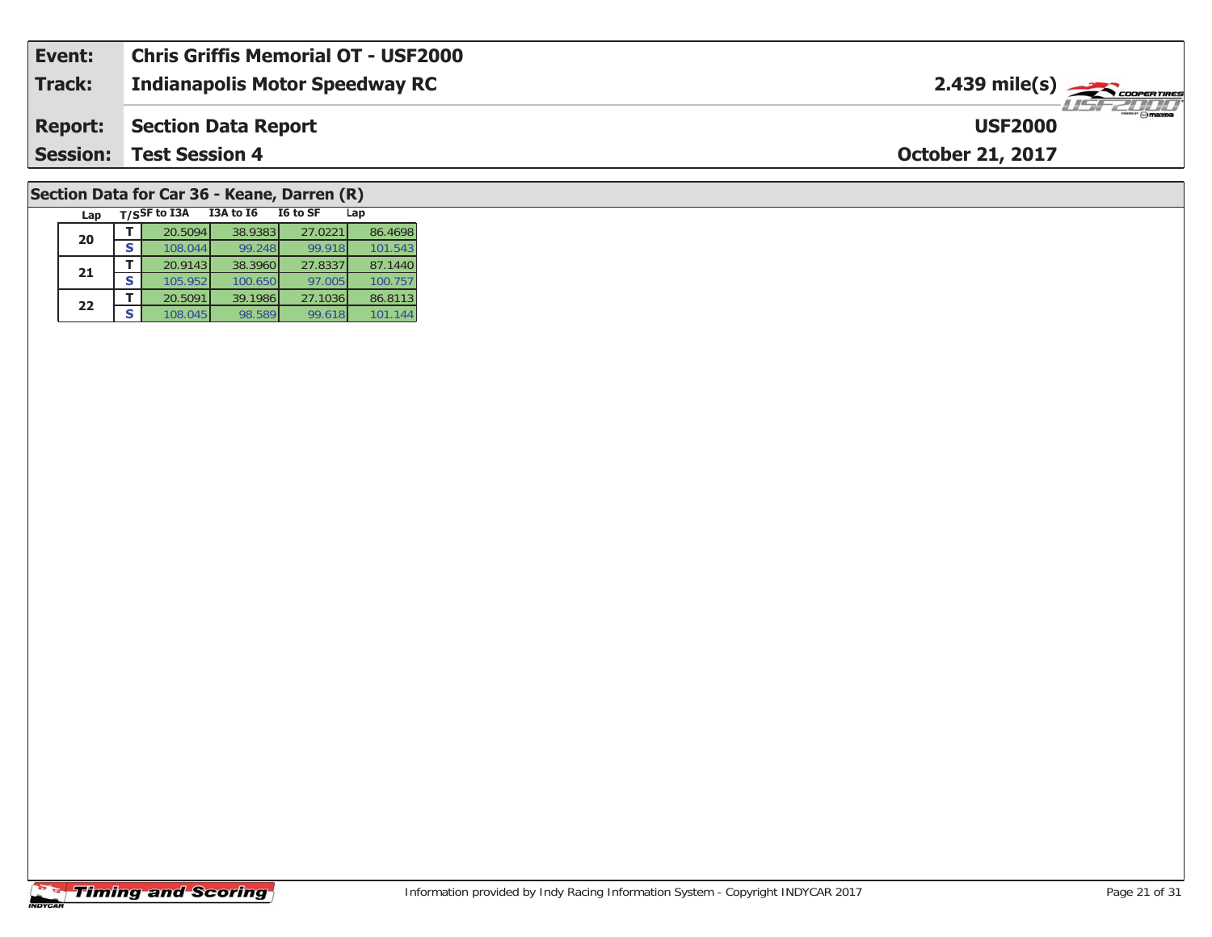| Event: | Chris Griffis Memorial OT - USF2000 | |
|---|---|---|
| Track: | Indianapolis Motor Speedway RC | 2.439 mile(s) |
| Report: | Section Data Report | USF2000 |
| Session: | Test Session 4 | October 21, 2017 |

## Section Data for Car 36 - Keane, Darren (R)

| Lap | T/S | SF to I3A | I3A to I6 | I6 to SF | Lap |
|---|---|---|---|---|---|
| 20 | T | 20.5094 | 38.9383 | 27.0221 | 86.4698 |
| | S | 108.044 | 99.248 | 99.918 | 101.543 |
| 21 | T | 20.9143 | 38.3960 | 27.8337 | 87.1440 |
| | S | 105.952 | 100.650 | 97.005 | 100.757 |
| 22 | T | 20.5091 | 39.1986 | 27.1036 | 86.8113 |
| | S | 108.045 | 98.589 | 99.618 | 101.144 |

Information provided by Indy Racing Information System - Copyright INDYCAR 2017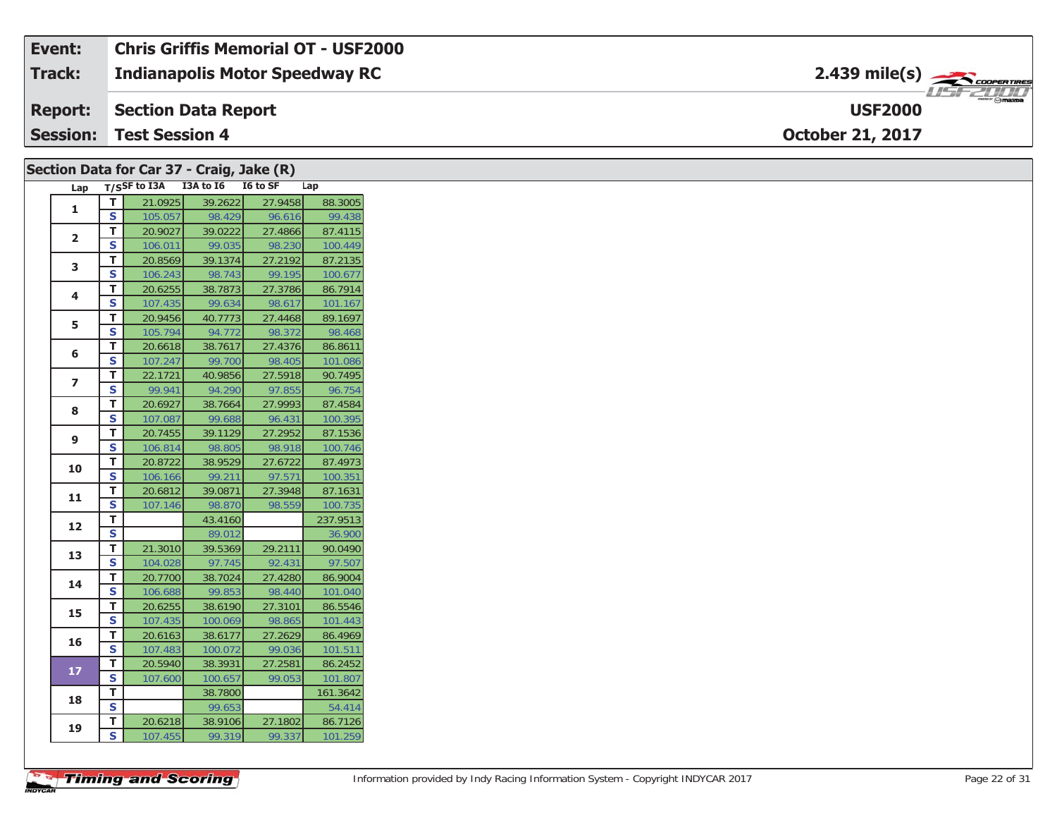| Event: | Chris Griffis Memorial OT - USF2000 | |
|---|---|---|
| Track: | Indianapolis Motor Speedway RC | 2.439 mile(s) |
| Report: | Section Data Report | USF2000 |
| Session: | Test Session 4 | October 21, 2017 |

## Section Data for Car 37 - Craig, Jake (R)

| Lap | T/S | SF to I3A | I3A to I6 | I6 to SF | Lap |
|---|---|---|---|---|---|
| 1 | T | 21.0925 | 39.2622 | 27.9458 | 88.3005 |
| | S | 105.057 | 98.429 | 96.616 | 99.438 |
| 2 | T | 20.9027 | 39.0222 | 27.4866 | 87.4115 |
| | S | 106.011 | 99.035 | 98.230 | 100.449 |
| 3 | T | 20.8569 | 39.1374 | 27.2192 | 87.2135 |
| | S | 106.243 | 98.743 | 99.195 | 100.677 |
| 4 | T | 20.6255 | 38.7873 | 27.3786 | 86.7914 |
| | S | 107.435 | 99.634 | 98.617 | 101.167 |
| 5 | T | 20.9456 | 40.7773 | 27.4468 | 89.1697 |
| | S | 105.794 | 94.772 | 98.372 | 98.468 |
| 6 | T | 20.6618 | 38.7617 | 27.4376 | 86.8611 |
| | S | 107.247 | 99.700 | 98.405 | 101.086 |
| 7 | T | 22.1721 | 40.9856 | 27.5918 | 90.7495 |
| | S | 99.941 | 94.290 | 97.855 | 96.754 |
| 8 | T | 20.6927 | 38.7664 | 27.9993 | 87.4584 |
| | S | 107.087 | 99.688 | 96.431 | 100.395 |
| 9 | T | 20.7455 | 39.1129 | 27.2952 | 87.1536 |
| | S | 106.814 | 98.805 | 98.918 | 100.746 |
| 10 | T | 20.8722 | 38.9529 | 27.6722 | 87.4973 |
| | S | 106.166 | 99.211 | 97.571 | 100.351 |
| 11 | T | 20.6812 | 39.0871 | 27.3948 | 87.1631 |
| | S | 107.146 | 98.870 | 98.559 | 100.735 |
| 12 | T | | 43.4160 | | 237.9513 |
| | S | | 89.012 | | 36.900 |
| 13 | T | 21.3010 | 39.5369 | 29.2111 | 90.0490 |
| | S | 104.028 | 97.745 | 92.431 | 97.507 |
| 14 | T | 20.7700 | 38.7024 | 27.4280 | 86.9004 |
| | S | 106.688 | 99.853 | 98.440 | 101.040 |
| 15 | T | 20.6255 | 38.6190 | 27.3101 | 86.5546 |
| | S | 107.435 | 100.069 | 98.865 | 101.443 |
| 16 | T | 20.6163 | 38.6177 | 27.2629 | 86.4969 |
| | S | 107.483 | 100.072 | 99.036 | 101.511 |
| 17 | T | 20.5940 | 38.3931 | 27.2581 | 86.2452 |
| | S | 107.600 | 100.657 | 99.053 | 101.807 |
| 18 | T | | 38.7800 | | 161.3642 |
| | S | | 99.653 | | 54.414 |
| 19 | T | 20.6218 | 38.9106 | 27.1802 | 86.7126 |
| | S | 107.455 | 99.319 | 99.337 | 101.259 |

Information provided by Indy Racing Information System - Copyright INDYCAR 2017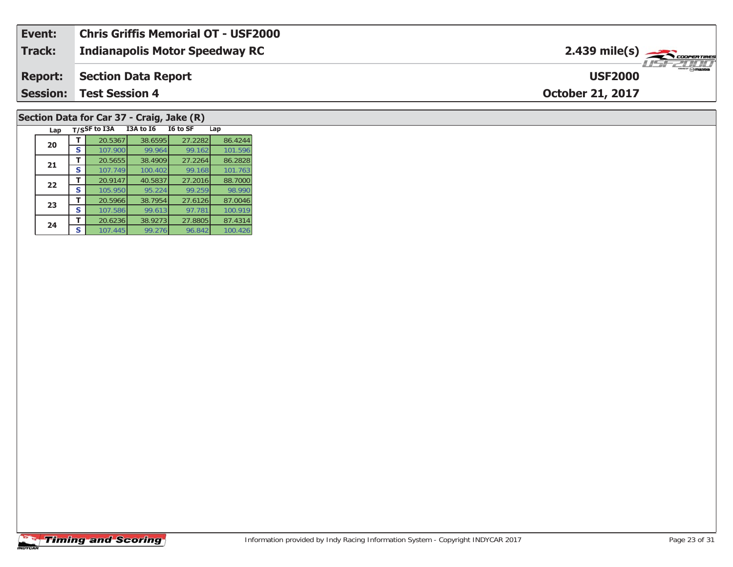| Event: | Chris Griffis Memorial OT - USF2000 | |
|---|---|---|
| Track: | Indianapolis Motor Speedway RC | 2.439 mile(s) |
| Report: | Section Data Report | USF2000 |
| Session: | Test Session 4 | October 21, 2017 |

## Section Data for Car 37 - Craig, Jake (R)

| Lap | T/S | SF to I3A | I3A to I6 | I6 to SF | Lap |
|---|---|---|---|---|---|
| 20 | T | 20.5367 | 38.6595 | 27.2282 | 86.4244 |
| | S | 107.900 | 99.964 | 99.162 | 101.596 |
| 21 | T | 20.5655 | 38.4909 | 27.2264 | 86.2828 |
| | S | 107.749 | 100.402 | 99.168 | 101.763 |
| 22 | T | 20.9147 | 40.5837 | 27.2016 | 88.7000 |
| | S | 105.950 | 95.224 | 99.259 | 98.990 |
| 23 | T | 20.5966 | 38.7954 | 27.6126 | 87.0046 |
| | S | 107.586 | 99.613 | 97.781 | 100.919 |
| 24 | T | 20.6236 | 38.9273 | 27.8805 | 87.4314 |
| | S | 107.445 | 99.276 | 96.842 | 100.426 |

Timing and Scoring

Information provided by Indy Racing Information System - Copyright INDYCAR 2017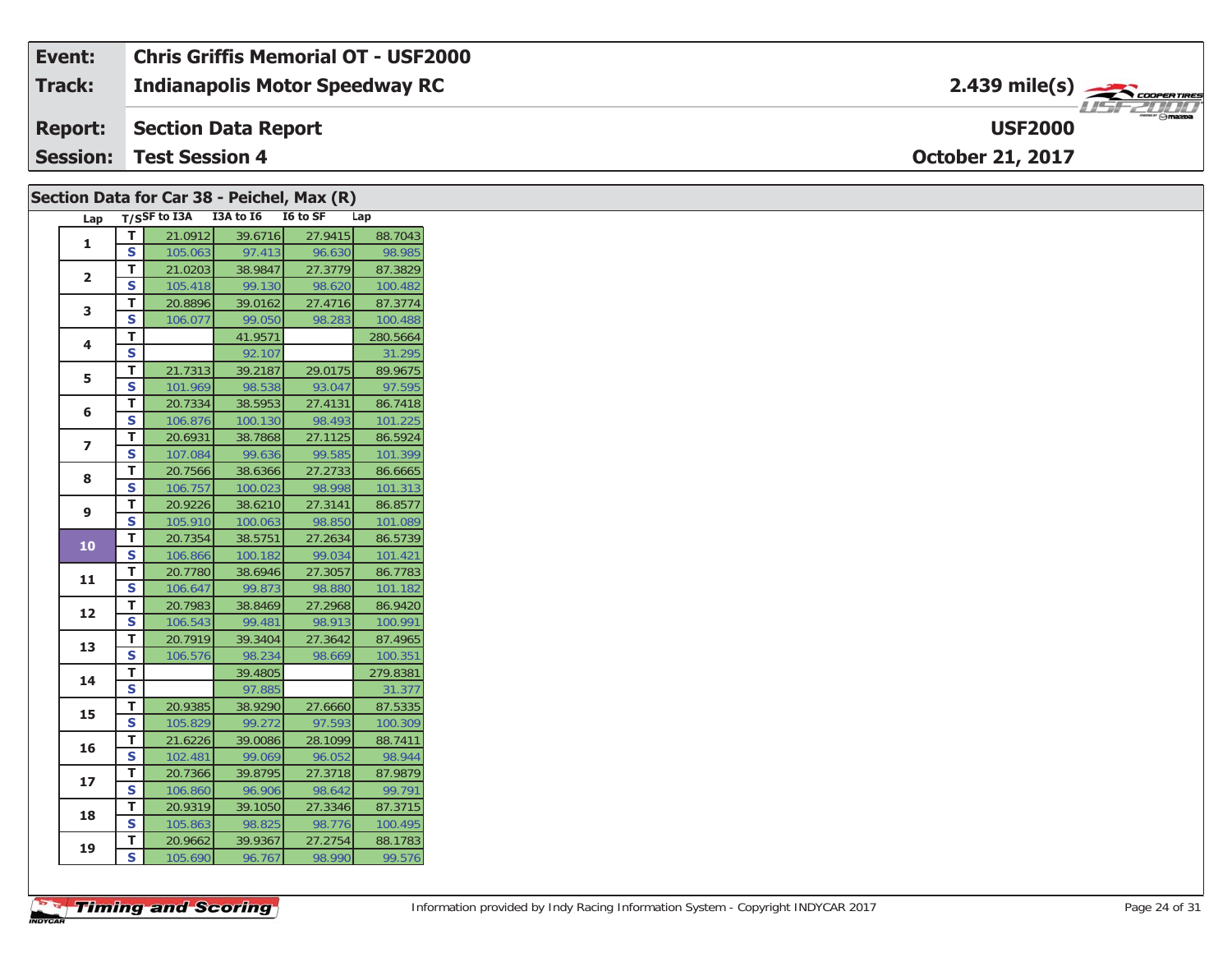| | |
|---|---|
| **Event:** | **Chris Griffis Memorial OT - USF2000** |
| **Track:** | **Indianapolis Motor Speedway RC** |
| **Report:** | **Section Data Report** |
| **Session:** | **Test Session 4** |

**2.439 mile(s)**

**USF2000**

**October 21, 2017**

## Section Data for Car 38 - Peichel, Max (R)

| Lap | T/S | SF to I3A | I3A to I6 | I6 to SF | Lap |
|---|---|---|---|---|---|
| 1 | T | 21.0912 | 39.6716 | 27.9415 | 88.7043 |
| | S | 105.063 | 97.413 | 96.630 | 98.985 |
| 2 | T | 21.0203 | 38.9847 | 27.3779 | 87.3829 |
| | S | 105.418 | 99.130 | 98.620 | 100.482 |
| 3 | T | 20.8896 | 39.0162 | 27.4716 | 87.3774 |
| | S | 106.077 | 99.050 | 98.283 | 100.488 |
| 4 | T | | 41.9571 | | 280.5664 |
| | S | | 92.107 | | 31.295 |
| 5 | T | 21.7313 | 39.2187 | 29.0175 | 89.9675 |
| | S | 101.969 | 98.538 | 93.047 | 97.595 |
| 6 | T | 20.7334 | 38.5953 | 27.4131 | 86.7418 |
| | S | 106.876 | 100.130 | 98.493 | 101.225 |
| 7 | T | 20.6931 | 38.7868 | 27.1125 | 86.5924 |
| | S | 107.084 | 99.636 | 99.585 | 101.399 |
| 8 | T | 20.7566 | 38.6366 | 27.2733 | 86.6665 |
| | S | 106.757 | 100.023 | 98.998 | 101.313 |
| 9 | T | 20.9226 | 38.6210 | 27.3141 | 86.8577 |
| | S | 105.910 | 100.063 | 98.850 | 101.089 |
| 10 | T | 20.7354 | 38.5751 | 27.2634 | 86.5739 |
| | S | 106.866 | 100.182 | 99.034 | 101.421 |
| 11 | T | 20.7780 | 38.6946 | 27.3057 | 86.7783 |
| | S | 106.647 | 99.873 | 98.880 | 101.182 |
| 12 | T | 20.7983 | 38.8469 | 27.2968 | 86.9420 |
| | S | 106.543 | 99.481 | 98.913 | 100.991 |
| 13 | T | 20.7919 | 39.3404 | 27.3642 | 87.4965 |
| | S | 106.576 | 98.234 | 98.669 | 100.351 |
| 14 | T | | 39.4805 | | 279.8381 |
| | S | | 97.885 | | 31.377 |
| 15 | T | 20.9385 | 38.9290 | 27.6660 | 87.5335 |
| | S | 105.829 | 99.272 | 97.593 | 100.309 |
| 16 | T | 21.6226 | 39.0086 | 28.1099 | 88.7411 |
| | S | 102.481 | 99.069 | 96.052 | 98.944 |
| 17 | T | 20.7366 | 39.8795 | 27.3718 | 87.9879 |
| | S | 106.860 | 96.906 | 98.642 | 99.791 |
| 18 | T | 20.9319 | 39.1050 | 27.3346 | 87.3715 |
| | S | 105.863 | 98.825 | 98.776 | 100.495 |
| 19 | T | 20.9662 | 39.9367 | 27.2754 | 88.1783 |
| | S | 105.690 | 96.767 | 98.990 | 99.576 |

Information provided by Indy Racing Information System - Copyright INDYCAR 2017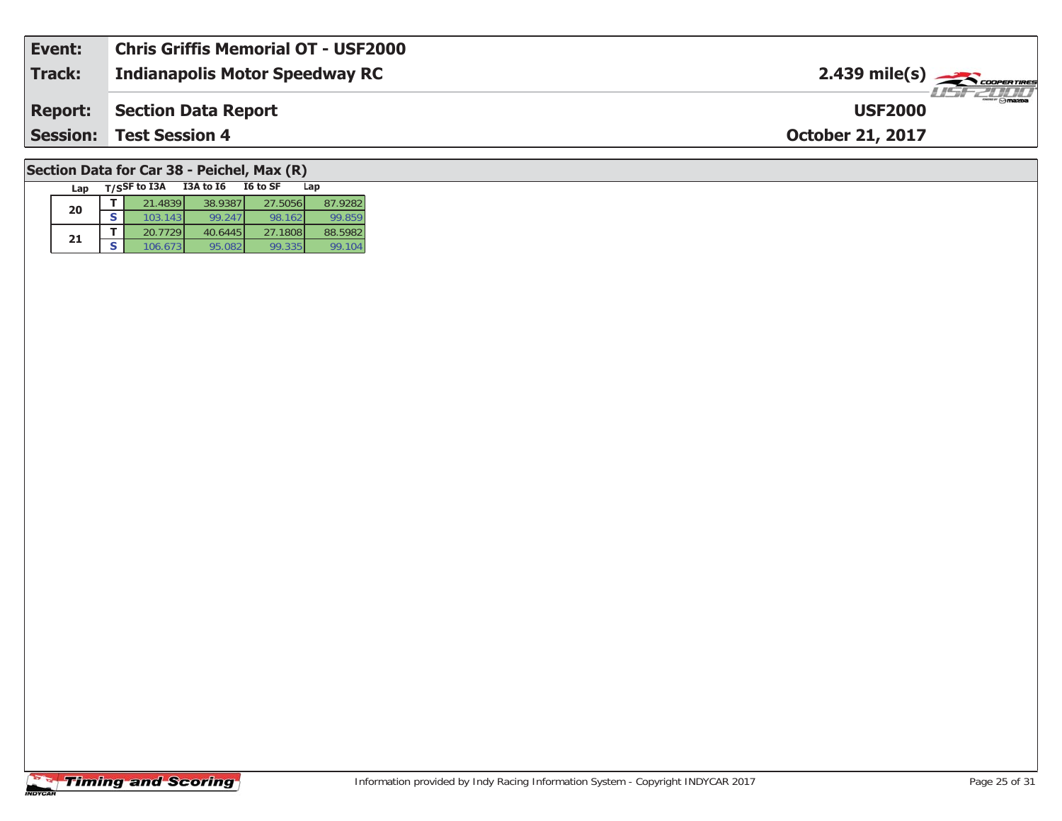| **Event:** | **Chris Griffis Memorial OT - USF2000** | |
|---|---|---|
| **Track:** | **Indianapolis Motor Speedway RC** | **2.439 mile(s)** |
| **Report:** | **Section Data Report** | **USF2000** |
| **Session:** | **Test Session 4** | **October 21, 2017** |

## Section Data for Car 38 - Peichel, Max (R)

| Lap | T/S | SF to I3A | I3A to I6 | I6 to SF | Lap |
|---|---|---|---|---|---|
| 20 | T | 21.4839 | 38.9387 | 27.5056 | 87.9282 |
| | S | 103.143 | 99.247 | 98.162 | 99.859 |
| 21 | T | 20.7729 | 40.6445 | 27.1808 | 88.5982 |
| | S | 106.673 | 95.082 | 99.335 | 99.104 |

Information provided by Indy Racing Information System - Copyright INDYCAR 2017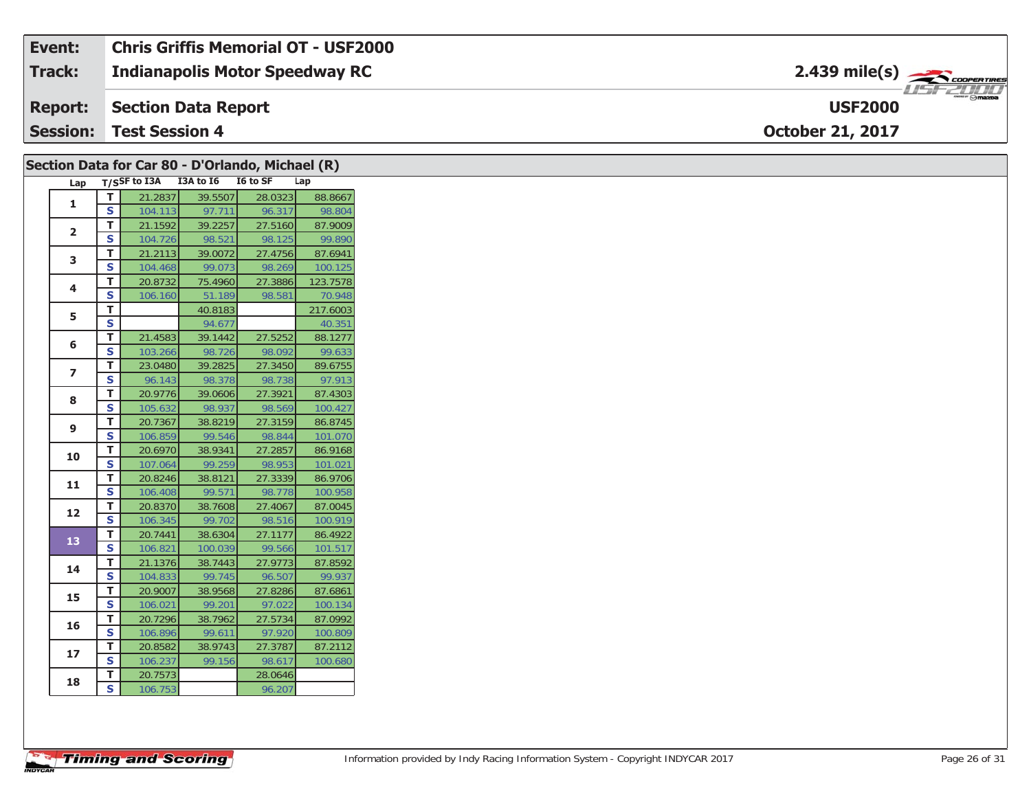| Event: | Chris Griffis Memorial OT - USF2000 | |
|---|---|---|
| Track: | Indianapolis Motor Speedway RC | 2.439 mile(s) |
| Report: | Section Data Report | USF2000 |
| Session: | Test Session 4 | October 21, 2017 |

## Section Data for Car 80 - D'Orlando, Michael (R)

| Lap | T/S | SF to I3A | I3A to I6 | I6 to SF | Lap |
|---|---|---|---|---|---|
| 1 | T | 21.2837 | 39.5507 | 28.0323 | 88.8667 |
| | S | 104.113 | 97.711 | 96.317 | 98.804 |
| 2 | T | 21.1592 | 39.2257 | 27.5160 | 87.9009 |
| | S | 104.726 | 98.521 | 98.125 | 99.890 |
| 3 | T | 21.2113 | 39.0072 | 27.4756 | 87.6941 |
| | S | 104.468 | 99.073 | 98.269 | 100.125 |
| 4 | T | 20.8732 | 75.4960 | 27.3886 | 123.7578 |
| | S | 106.160 | 51.189 | 98.581 | 70.948 |
| 5 | T | | 40.8183 | | 217.6003 |
| | S | | 94.677 | | 40.351 |
| 6 | T | 21.4583 | 39.1442 | 27.5252 | 88.1277 |
| | S | 103.266 | 98.726 | 98.092 | 99.633 |
| 7 | T | 23.0480 | 39.2825 | 27.3450 | 89.6755 |
| | S | 96.143 | 98.378 | 98.738 | 97.913 |
| 8 | T | 20.9776 | 39.0606 | 27.3921 | 87.4303 |
| | S | 105.632 | 98.937 | 98.569 | 100.427 |
| 9 | T | 20.7367 | 38.8219 | 27.3159 | 86.8745 |
| | S | 106.859 | 99.546 | 98.844 | 101.070 |
| 10 | T | 20.6970 | 38.9341 | 27.2857 | 86.9168 |
| | S | 107.064 | 99.259 | 98.953 | 101.021 |
| 11 | T | 20.8246 | 38.8121 | 27.3339 | 86.9706 |
| | S | 106.408 | 99.571 | 98.778 | 100.958 |
| 12 | T | 20.8370 | 38.7608 | 27.4067 | 87.0045 |
| | S | 106.345 | 99.702 | 98.516 | 100.919 |
| 13 | T | 20.7441 | 38.6304 | 27.1177 | 86.4922 |
| | S | 106.821 | 100.039 | 99.566 | 101.517 |
| 14 | T | 21.1376 | 38.7443 | 27.9773 | 87.8592 |
| | S | 104.833 | 99.745 | 96.507 | 99.937 |
| 15 | T | 20.9007 | 38.9568 | 27.8286 | 87.6861 |
| | S | 106.021 | 99.201 | 97.022 | 100.134 |
| 16 | T | 20.7296 | 38.7962 | 27.5734 | 87.0992 |
| | S | 106.896 | 99.611 | 97.920 | 100.809 |
| 17 | T | 20.8582 | 38.9743 | 27.3787 | 87.2112 |
| | S | 106.237 | 99.156 | 98.617 | 100.680 |
| 18 | T | 20.7573 | | 28.0646 | |
| | S | 106.753 | | 96.207 | |

Information provided by Indy Racing Information System - Copyright INDYCAR 2017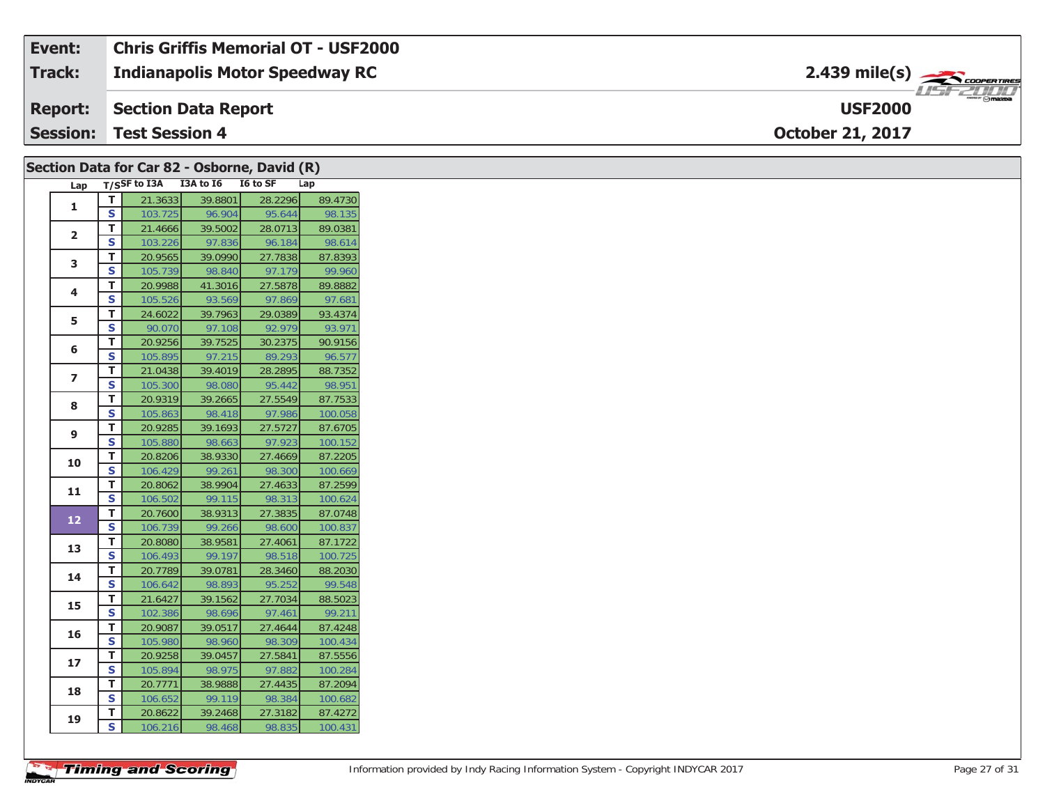| Event: | Chris Griffis Memorial OT - USF2000 | |
|---|---|---|
| Track: | Indianapolis Motor Speedway RC | 2.439 mile(s) |
| Report: | Section Data Report | USF2000 |
| Session: | Test Session 4 | October 21, 2017 |

## Section Data for Car 82 - Osborne, David (R)

| Lap | T/S | SF to I3A | I3A to I6 | I6 to SF | Lap |
|---|---|---|---|---|---|
| 1 | T | 21.3633 | 39.8801 | 28.2296 | 89.4730 |
| | S | 103.725 | 96.904 | 95.644 | 98.135 |
| 2 | T | 21.4666 | 39.5002 | 28.0713 | 89.0381 |
| | S | 103.226 | 97.836 | 96.184 | 98.614 |
| 3 | T | 20.9565 | 39.0990 | 27.7838 | 87.8393 |
| | S | 105.739 | 98.840 | 97.179 | 99.960 |
| 4 | T | 20.9988 | 41.3016 | 27.5878 | 89.8882 |
| | S | 105.526 | 93.569 | 97.869 | 97.681 |
| 5 | T | 24.6022 | 39.7963 | 29.0389 | 93.4374 |
| | S | 90.070 | 97.108 | 92.979 | 93.971 |
| 6 | T | 20.9256 | 39.7525 | 30.2375 | 90.9156 |
| | S | 105.895 | 97.215 | 89.293 | 96.577 |
| 7 | T | 21.0438 | 39.4019 | 28.2895 | 88.7352 |
| | S | 105.300 | 98.080 | 95.442 | 98.951 |
| 8 | T | 20.9319 | 39.2665 | 27.5549 | 87.7533 |
| | S | 105.863 | 98.418 | 97.986 | 100.058 |
| 9 | T | 20.9285 | 39.1693 | 27.5727 | 87.6705 |
| | S | 105.880 | 98.663 | 97.923 | 100.152 |
| 10 | T | 20.8206 | 38.9330 | 27.4669 | 87.2205 |
| | S | 106.429 | 99.261 | 98.300 | 100.669 |
| 11 | T | 20.8062 | 38.9904 | 27.4633 | 87.2599 |
| | S | 106.502 | 99.115 | 98.313 | 100.624 |
| 12 | T | 20.7600 | 38.9313 | 27.3835 | 87.0748 |
| | S | 106.739 | 99.266 | 98.600 | 100.837 |
| 13 | T | 20.8080 | 38.9581 | 27.4061 | 87.1722 |
| | S | 106.493 | 99.197 | 98.518 | 100.725 |
| 14 | T | 20.7789 | 39.0781 | 28.3460 | 88.2030 |
| | S | 106.642 | 98.893 | 95.252 | 99.548 |
| 15 | T | 21.6427 | 39.1562 | 27.7034 | 88.5023 |
| | S | 102.386 | 98.696 | 97.461 | 99.211 |
| 16 | T | 20.9087 | 39.0517 | 27.4644 | 87.4248 |
| | S | 105.980 | 98.960 | 98.309 | 100.434 |
| 17 | T | 20.9258 | 39.0457 | 27.5841 | 87.5556 |
| | S | 105.894 | 98.975 | 97.882 | 100.284 |
| 18 | T | 20.7771 | 38.9888 | 27.4435 | 87.2094 |
| | S | 106.652 | 99.119 | 98.384 | 100.682 |
| 19 | T | 20.8622 | 39.2468 | 27.3182 | 87.4272 |
| | S | 106.216 | 98.468 | 98.835 | 100.431 |

Information provided by Indy Racing Information System - Copyright INDYCAR 2017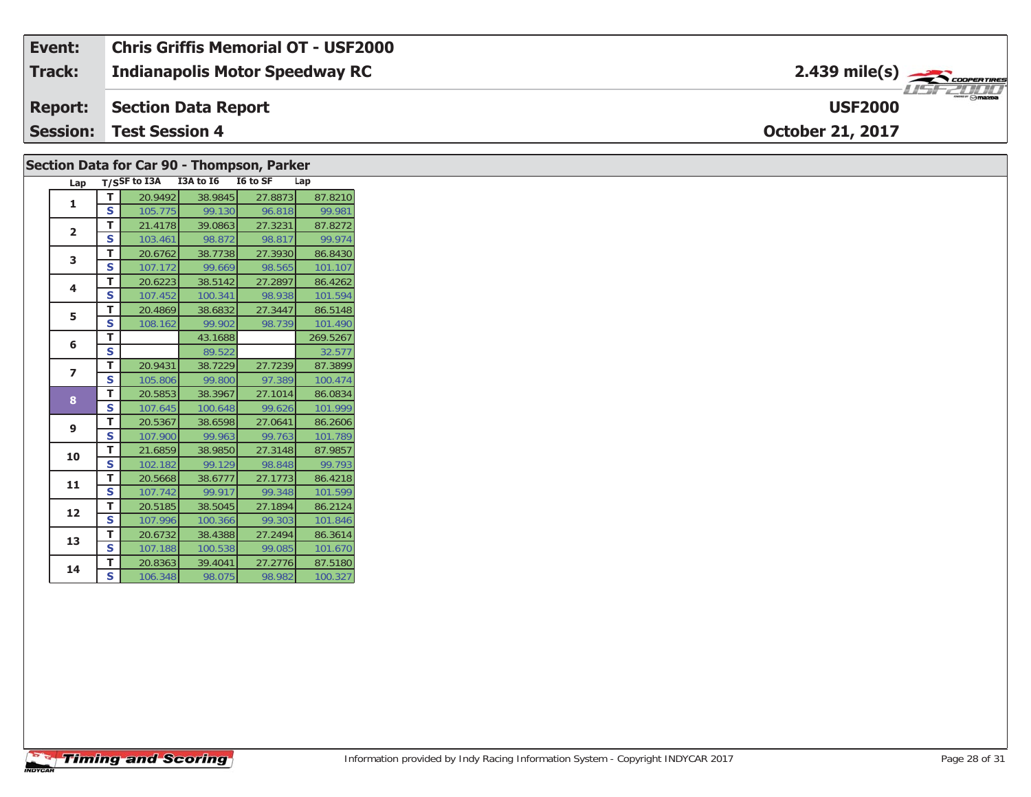| Event: | Chris Griffis Memorial OT - USF2000 | |
|---|---|---|
| Track: | Indianapolis Motor Speedway RC | 2.439 mile(s) |
| Report: | Section Data Report | USF2000 |
| Session: | Test Session 4 | October 21, 2017 |

## Section Data for Car 90 - Thompson, Parker

| Lap | T/S | SF to I3A | I3A to I6 | I6 to SF | Lap |
|---|---|---|---|---|---|
| 1 | T | 20.9492 | 38.9845 | 27.8873 | 87.8210 |
| | S | 105.775 | 99.130 | 96.818 | 99.981 |
| 2 | T | 21.4178 | 39.0863 | 27.3231 | 87.8272 |
| | S | 103.461 | 98.872 | 98.817 | 99.974 |
| 3 | T | 20.6762 | 38.7738 | 27.3930 | 86.8430 |
| | S | 107.172 | 99.669 | 98.565 | 101.107 |
| 4 | T | 20.6223 | 38.5142 | 27.2897 | 86.4262 |
| | S | 107.452 | 100.341 | 98.938 | 101.594 |
| 5 | T | 20.4869 | 38.6832 | 27.3447 | 86.5148 |
| | S | 108.162 | 99.902 | 98.739 | 101.490 |
| 6 | T | | 43.1688 | | 269.5267 |
| | S | | 89.522 | | 32.577 |
| 7 | T | 20.9431 | 38.7229 | 27.7239 | 87.3899 |
| | S | 105.806 | 99.800 | 97.389 | 100.474 |
| 8 | T | 20.5853 | 38.3967 | 27.1014 | 86.0834 |
| | S | 107.645 | 100.648 | 99.626 | 101.999 |
| 9 | T | 20.5367 | 38.6598 | 27.0641 | 86.2606 |
| | S | 107.900 | 99.963 | 99.763 | 101.789 |
| 10 | T | 21.6859 | 38.9850 | 27.3148 | 87.9857 |
| | S | 102.182 | 99.129 | 98.848 | 99.793 |
| 11 | T | 20.5668 | 38.6777 | 27.1773 | 86.4218 |
| | S | 107.742 | 99.917 | 99.348 | 101.599 |
| 12 | T | 20.5185 | 38.5045 | 27.1894 | 86.2124 |
| | S | 107.996 | 100.366 | 99.303 | 101.846 |
| 13 | T | 20.6732 | 38.4388 | 27.2494 | 86.3614 |
| | S | 107.188 | 100.538 | 99.085 | 101.670 |
| 14 | T | 20.8363 | 39.4041 | 27.2776 | 87.5180 |
| | S | 106.348 | 98.075 | 98.982 | 100.327 |

Information provided by Indy Racing Information System - Copyright INDYCAR 2017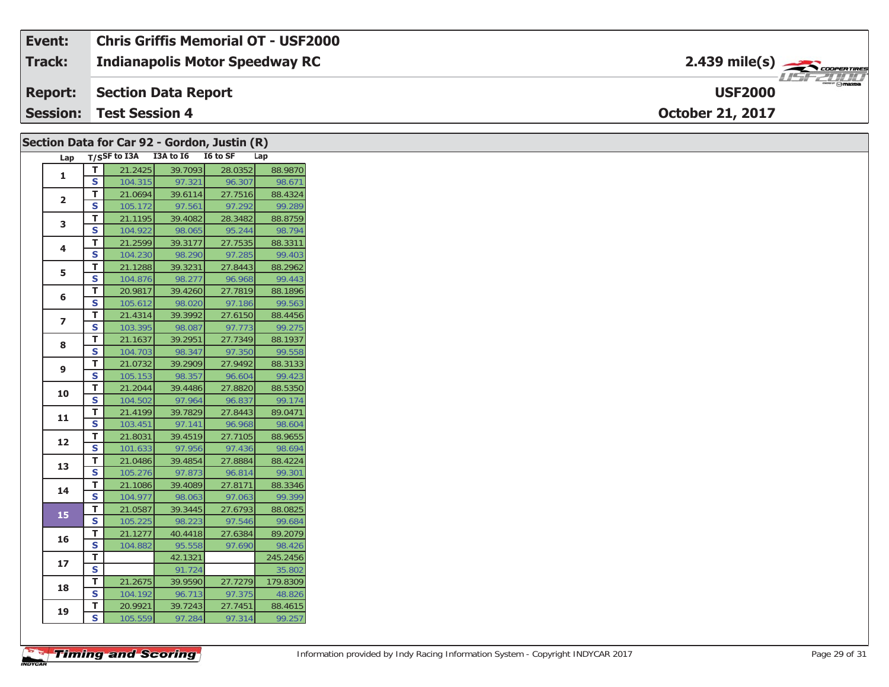| Event: | Chris Griffis Memorial OT - USF2000 | |
|---|---|---|
| Track: | Indianapolis Motor Speedway RC | 2.439 mile(s) |
| Report: | Section Data Report | USF2000 |
| Session: | Test Session 4 | October 21, 2017 |

## Section Data for Car 92 - Gordon, Justin (R)

| Lap | T/S | SF to I3A | I3A to I6 | I6 to SF | Lap |
|---|---|---|---|---|---|
| 1 | T | 21.2425 | 39.7093 | 28.0352 | 88.9870 |
| | S | 104.315 | 97.321 | 96.307 | 98.671 |
| 2 | T | 21.0694 | 39.6114 | 27.7516 | 88.4324 |
| | S | 105.172 | 97.561 | 97.292 | 99.289 |
| 3 | T | 21.1195 | 39.4082 | 28.3482 | 88.8759 |
| | S | 104.922 | 98.065 | 95.244 | 98.794 |
| 4 | T | 21.2599 | 39.3177 | 27.7535 | 88.3311 |
| | S | 104.230 | 98.290 | 97.285 | 99.403 |
| 5 | T | 21.1288 | 39.3231 | 27.8443 | 88.2962 |
| | S | 104.876 | 98.277 | 96.968 | 99.443 |
| 6 | T | 20.9817 | 39.4260 | 27.7819 | 88.1896 |
| | S | 105.612 | 98.020 | 97.186 | 99.563 |
| 7 | T | 21.4314 | 39.3992 | 27.6150 | 88.4456 |
| | S | 103.395 | 98.087 | 97.773 | 99.275 |
| 8 | T | 21.1637 | 39.2951 | 27.7349 | 88.1937 |
| | S | 104.703 | 98.347 | 97.350 | 99.558 |
| 9 | T | 21.0732 | 39.2909 | 27.9492 | 88.3133 |
| | S | 105.153 | 98.357 | 96.604 | 99.423 |
| 10 | T | 21.2044 | 39.4486 | 27.8820 | 88.5350 |
| | S | 104.502 | 97.964 | 96.837 | 99.174 |
| 11 | T | 21.4199 | 39.7829 | 27.8443 | 89.0471 |
| | S | 103.451 | 97.141 | 96.968 | 98.604 |
| 12 | T | 21.8031 | 39.4519 | 27.7105 | 88.9655 |
| | S | 101.633 | 97.956 | 97.436 | 98.694 |
| 13 | T | 21.0486 | 39.4854 | 27.8884 | 88.4224 |
| | S | 105.276 | 97.873 | 96.814 | 99.301 |
| 14 | T | 21.1086 | 39.4089 | 27.8171 | 88.3346 |
| | S | 104.977 | 98.063 | 97.063 | 99.399 |
| 15 | T | 21.0587 | 39.3445 | 27.6793 | 88.0825 |
| | S | 105.225 | 98.223 | 97.546 | 99.684 |
| 16 | T | 21.1277 | 40.4418 | 27.6384 | 89.2079 |
| | S | 104.882 | 95.558 | 97.690 | 98.426 |
| 17 | T | | 42.1321 | | 245.2456 |
| | S | | 91.724 | | 35.802 |
| 18 | T | 21.2675 | 39.9590 | 27.7279 | 179.8309 |
| | S | 104.192 | 96.713 | 97.375 | 48.826 |
| 19 | T | 20.9921 | 39.7243 | 27.7451 | 88.4615 |
| | S | 105.559 | 97.284 | 97.314 | 99.257 |

Information provided by Indy Racing Information System - Copyright INDYCAR 2017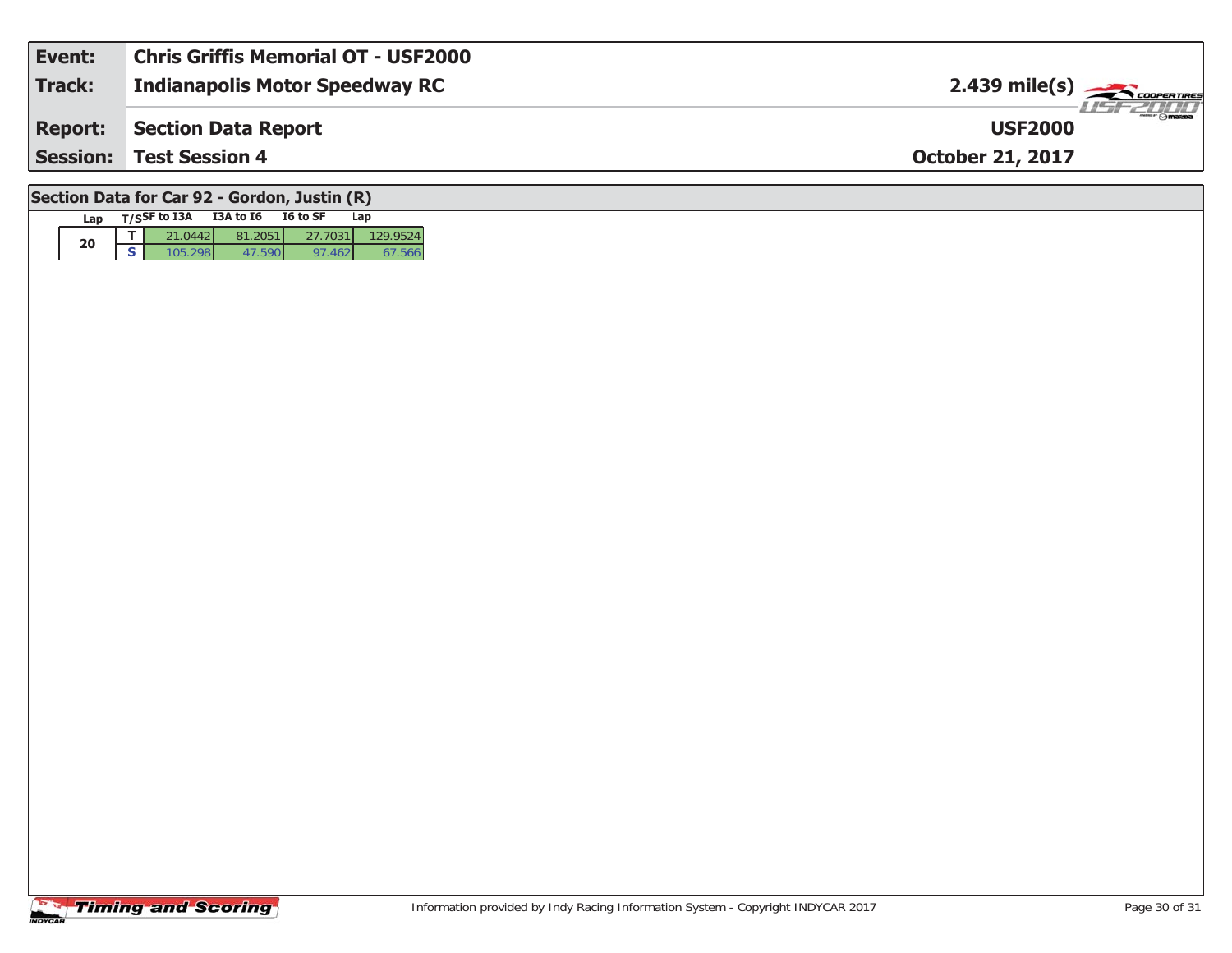| Event: | Chris Griffis Memorial OT - USF2000 | |
|---|---|---|
| Track: | Indianapolis Motor Speedway RC | 2.439 mile(s) |
| Report: | Section Data Report | USF2000 |
| Session: | Test Session 4 | October 21, 2017 |

## Section Data for Car 92 - Gordon, Justin (R)

| Lap | T/S | SF to I3A | I3A to I6 | I6 to SF | Lap |
|---|---|---|---|---|---|
| 20 | T | 21.0442 | 81.2051 | 27.7031 | 129.9524 |
| | S | 105.298 | 47.590 | 97.462 | 67.566 |

Information provided by Indy Racing Information System - Copyright INDYCAR 2017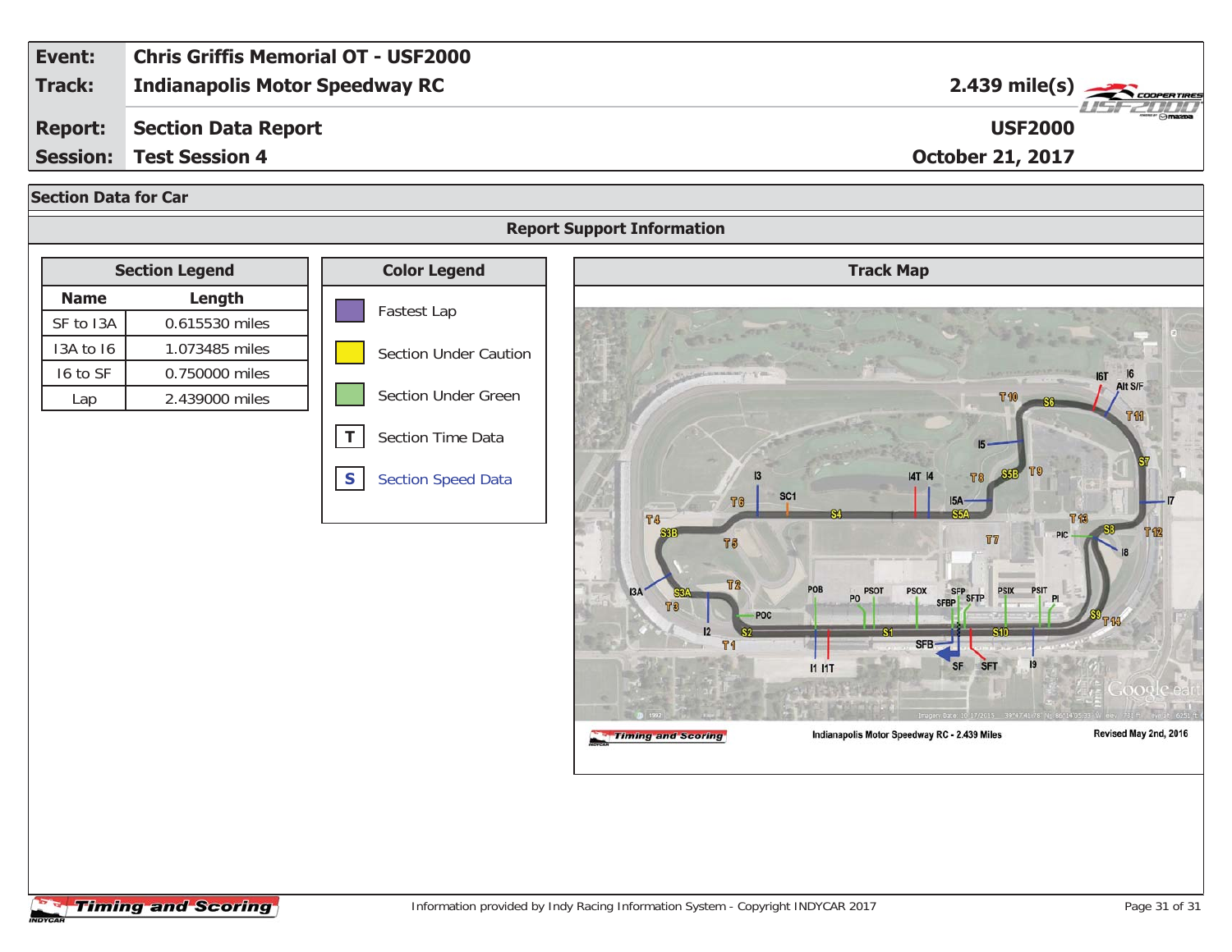| | |
|---|---|
| **Event:** | **Chris Griffis Memorial OT - USF2000** |
| **Track:** | **Indianapolis Motor Speedway RC** — **2.439 mile(s)** |
| **Report:** | **Section Data Report** — **USF2000** |
| **Session:** | **Test Session 4** — **October 21, 2017** |

## Section Data for Car

### Report Support Information

**Section Legend**

| Name | Length |
|---|---|
| SF to I3A | 0.615530 miles |
| I3A to I6 | 1.073485 miles |
| I6 to SF | 0.750000 miles |
| Lap | 2.439000 miles |

**Color Legend**

- Fastest Lap
- Section Under Caution
- Section Under Green
- T — Section Time Data
- S — Section Speed Data

**Track Map**

I6T I6 Alt S/F
T10 S6
T11
I5
S7
I3 I4T I4 T8 S5B T9
T6 SC1 I5A I7
T4 S4 S5A T13
S3B T5 T7 PIC S8 T12
I8
I3A T2 POB PSOT PSOX SFP PSIX PSIT
S3A PO SFBP SFTP PI
T3 POC S9 T14
I2 S2 S1 S10
T1 SFB
I1 I1T SF SFT I9

Indianapolis Motor Speedway RC - 2.439 Miles

Revised May 2nd, 2016

Information provided by Indy Racing Information System - Copyright INDYCAR 2017